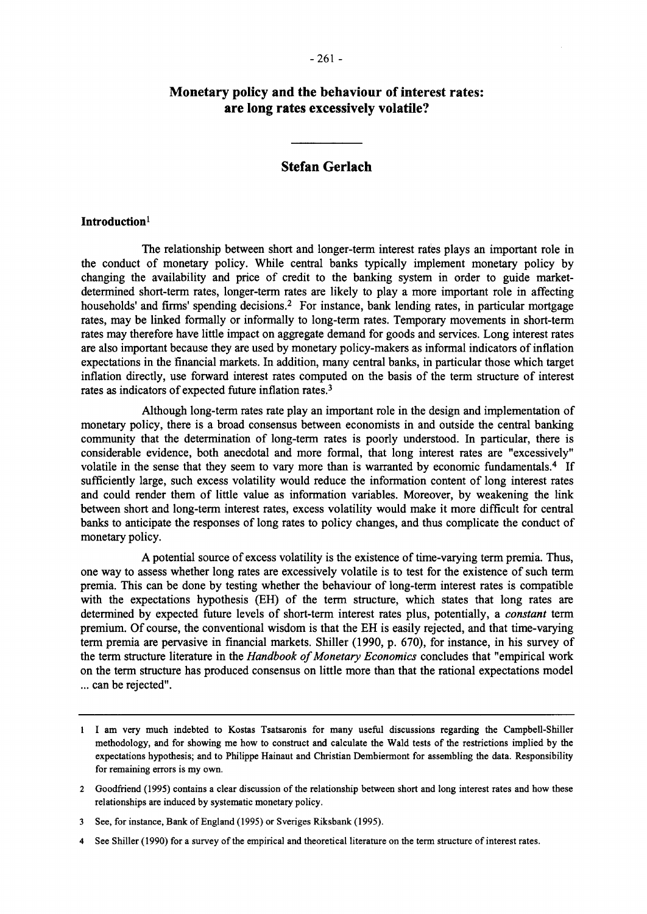# Monetary policy and the behaviour of interest rates: are long rates excessively volatile?

## Stefan Gerlach

### Introduction[1]

The relationship between short and longer-term interest rates plays an important role in the conduct of monetary policy. While central banks typically implement monetary policy by changing the availability and price of credit to the banking system in order to guide market-determined short-term rates, longer-term rates are likely to play a more important role in affecting households' and firms' spending decisions.[2] For instance, bank lending rates, in particular mortgage rates, may be linked formally or informally to long-term rates. Temporary movements in short-term rates may therefore have little impact on aggregate demand for goods and services. Long interest rates are also important because they are used by monetary policy-makers as informal indicators of inflation expectations in the financial markets. In addition, many central banks, in particular those which target inflation directly, use forward interest rates computed on the basis of the term structure of interest rates as indicators of expected future inflation rates.[3]

Although long-term rates rate play an important role in the design and implementation of monetary policy, there is a broad consensus between economists in and outside the central banking community that the determination of long-term rates is poorly understood. In particular, there is considerable evidence, both anecdotal and more formal, that long interest rates are "excessively" volatile in the sense that they seem to vary more than is warranted by economic fundamentals.[4] If sufficiently large, such excess volatility would reduce the information content of long interest rates and could render them of little value as information variables. Moreover, by weakening the link between short and long-term interest rates, excess volatility would make it more difficult for central banks to anticipate the responses of long rates to policy changes, and thus complicate the conduct of monetary policy.

A potential source of excess volatility is the existence of time-varying term premia. Thus, one way to assess whether long rates are excessively volatile is to test for the existence of such term premia. This can be done by testing whether the behaviour of long-term interest rates is compatible with the expectations hypothesis (EH) of the term structure, which states that long rates are determined by expected future levels of short-term interest rates plus, potentially, a *constant* term premium. Of course, the conventional wisdom is that the EH is easily rejected, and that time-varying term premia are pervasive in financial markets. Shiller (1990, p. 670), for instance, in his survey of the term structure literature in the *Handbook of Monetary Economics* concludes that "empirical work on the term structure has produced consensus on little more than that the rational expectations model ... can be rejected".

---

1 I am very much indebted to Kostas Tsatsaronis for many useful discussions regarding the Campbell-Shiller methodology, and for showing me how to construct and calculate the Wald tests of the restrictions implied by the expectations hypothesis; and to Philippe Hainaut and Christian Dembiermont for assembling the data. Responsibility for remaining errors is my own.

2 Goodfriend (1995) contains a clear discussion of the relationship between short and long interest rates and how these relationships are induced by systematic monetary policy.

3 See, for instance, Bank of England (1995) or Sveriges Riksbank (1995).

4 See Shiller (1990) for a survey of the empirical and theoretical literature on the term structure of interest rates.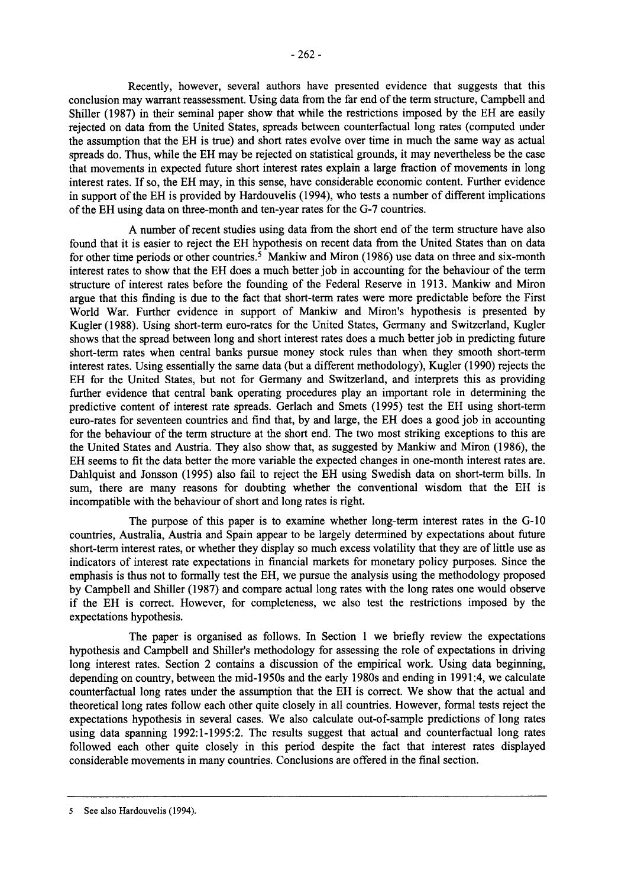Recently, however, several authors have presented evidence that suggests that this conclusion may warrant reassessment. Using data from the far end of the term structure, Campbell and Shiller (1987) in their seminal paper show that while the restrictions imposed by the EH are easily rejected on data from the United States, spreads between counterfactual long rates (computed under the assumption that the EH is true) and short rates evolve over time in much the same way as actual spreads do. Thus, while the EH may be rejected on statistical grounds, it may nevertheless be the case that movements in expected future short interest rates explain a large fraction of movements in long interest rates. If so, the EH may, in this sense, have considerable economic content. Further evidence in support of the EH is provided by Hardouvelis (1994), who tests a number of different implications of the EH using data on three-month and ten-year rates for the G-7 countries.

A number of recent studies using data from the short end of the term structure have also found that it is easier to reject the EH hypothesis on recent data from the United States than on data for other time periods or other countries.[5] Mankiw and Miron (1986) use data on three and six-month interest rates to show that the EH does a much better job in accounting for the behaviour of the term structure of interest rates before the founding of the Federal Reserve in 1913. Mankiw and Miron argue that this finding is due to the fact that short-term rates were more predictable before the First World War. Further evidence in support of Mankiw and Miron's hypothesis is presented by Kugler (1988). Using short-term euro-rates for the United States, Germany and Switzerland, Kugler shows that the spread between long and short interest rates does a much better job in predicting future short-term rates when central banks pursue money stock rules than when they smooth short-term interest rates. Using essentially the same data (but a different methodology), Kugler (1990) rejects the EH for the United States, but not for Germany and Switzerland, and interprets this as providing further evidence that central bank operating procedures play an important role in determining the predictive content of interest rate spreads. Gerlach and Smets (1995) test the EH using short-term euro-rates for seventeen countries and find that, by and large, the EH does a good job in accounting for the behaviour of the term structure at the short end. The two most striking exceptions to this are the United States and Austria. They also show that, as suggested by Mankiw and Miron (1986), the EH seems to fit the data better the more variable the expected changes in one-month interest rates are. Dahlquist and Jonsson (1995) also fail to reject the EH using Swedish data on short-term bills. In sum, there are many reasons for doubting whether the conventional wisdom that the EH is incompatible with the behaviour of short and long rates is right.

The purpose of this paper is to examine whether long-term interest rates in the G-10 countries, Australia, Austria and Spain appear to be largely determined by expectations about future short-term interest rates, or whether they display so much excess volatility that they are of little use as indicators of interest rate expectations in financial markets for monetary policy purposes. Since the emphasis is thus not to formally test the EH, we pursue the analysis using the methodology proposed by Campbell and Shiller (1987) and compare actual long rates with the long rates one would observe if the EH is correct. However, for completeness, we also test the restrictions imposed by the expectations hypothesis.

The paper is organised as follows. In Section 1 we briefly review the expectations hypothesis and Campbell and Shiller's methodology for assessing the role of expectations in driving long interest rates. Section 2 contains a discussion of the empirical work. Using data beginning, depending on country, between the mid-1950s and the early 1980s and ending in 1991:4, we calculate counterfactual long rates under the assumption that the EH is correct. We show that the actual and theoretical long rates follow each other quite closely in all countries. However, formal tests reject the expectations hypothesis in several cases. We also calculate out-of-sample predictions of long rates using data spanning 1992:1-1995:2. The results suggest that actual and counterfactual long rates followed each other quite closely in this period despite the fact that interest rates displayed considerable movements in many countries. Conclusions are offered in the final section.

---

[5] See also Hardouvelis (1994).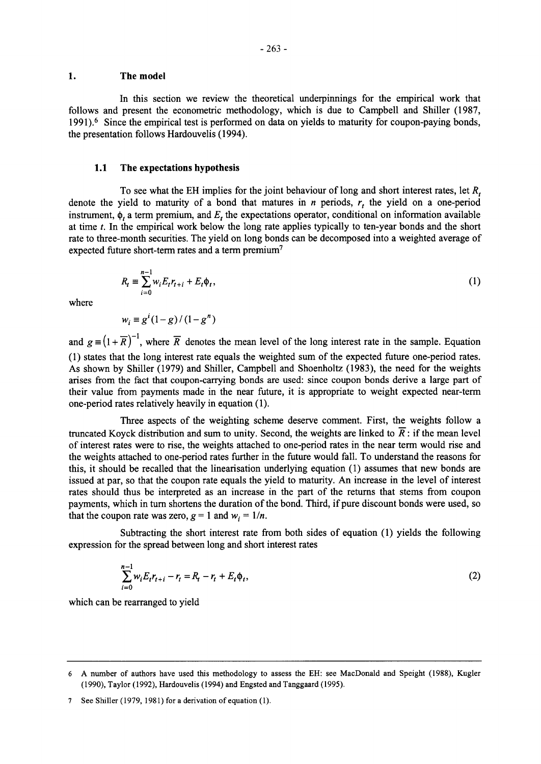# 1. The model

In this section we review the theoretical underpinnings for the empirical work that follows and present the econometric methodology, which is due to Campbell and Shiller (1987, 1991).[6] Since the empirical test is performed on data on yields to maturity for coupon-paying bonds, the presentation follows Hardouvelis (1994).

## 1.1 The expectations hypothesis

To see what the EH implies for the joint behaviour of long and short interest rates, let $R_t$ denote the yield to maturity of a bond that matures in $n$ periods, $r_t$ the yield on a one-period instrument, $\phi_t$ a term premium, and $E_t$ the expectations operator, conditional on information available at time $t$. In the empirical work below the long rate applies typically to ten-year bonds and the short rate to three-month securities. The yield on long bonds can be decomposed into a weighted average of expected future short-term rates and a term premium[7]

$$R_t \equiv \sum_{i=0}^{n-1} w_i E_t r_{t+i} + E_t \phi_t, \tag{1}$$

where

$$w_i \equiv g^i (1-g)/(1-g^n)$$

and $g \equiv \left(1+\overline{R}\right)^{-1}$, where $\overline{R}$ denotes the mean level of the long interest rate in the sample. Equation (1) states that the long interest rate equals the weighted sum of the expected future one-period rates. As shown by Shiller (1979) and Shiller, Campbell and Shoenholtz (1983), the need for the weights arises from the fact that coupon-carrying bonds are used: since coupon bonds derive a large part of their value from payments made in the near future, it is appropriate to weight expected near-term one-period rates relatively heavily in equation (1).

Three aspects of the weighting scheme deserve comment. First, the weights follow a truncated Koyck distribution and sum to unity. Second, the weights are linked to $\overline{R}$: if the mean level of interest rates were to rise, the weights attached to one-period rates in the near term would rise and the weights attached to one-period rates further in the future would fall. To understand the reasons for this, it should be recalled that the linearisation underlying equation (1) assumes that new bonds are issued at par, so that the coupon rate equals the yield to maturity. An increase in the level of interest rates should thus be interpreted as an increase in the part of the returns that stems from coupon payments, which in turn shortens the duration of the bond. Third, if pure discount bonds were used, so that the coupon rate was zero, $g = 1$ and $w_i = 1/n$.

Subtracting the short interest rate from both sides of equation (1) yields the following expression for the spread between long and short interest rates

$$\sum_{i=0}^{n-1} w_i E_t r_{t+i} - r_t = R_t - r_t + E_t \phi_t, \tag{2}$$

which can be rearranged to yield

---

6 A number of authors have used this methodology to assess the EH: see MacDonald and Speight (1988), Kugler (1990), Taylor (1992), Hardouvelis (1994) and Engsted and Tanggaard (1995).

7 See Shiller (1979, 1981) for a derivation of equation (1).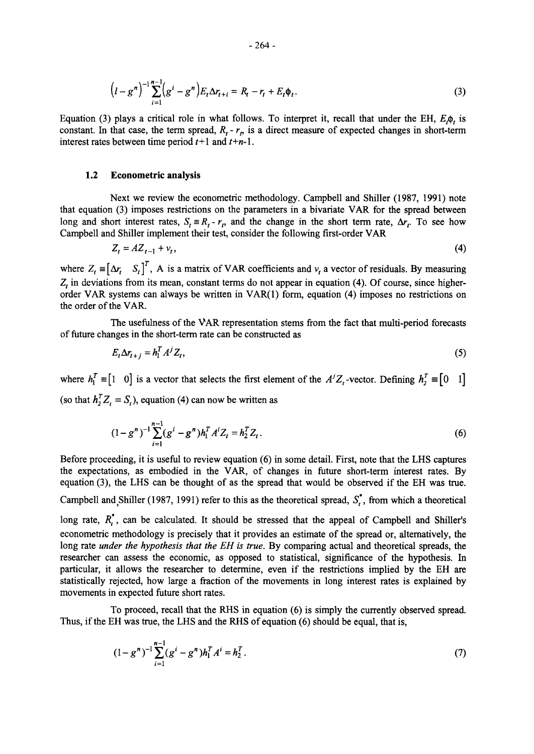$$\left(l-g^{n}\right)^{-1}\sum_{i=1}^{n-1}\left(g^{i}-g^{n}\right)E_{t}\Delta r_{t+i}=R_{t}-r_{t}+E_{t}\phi_{t}. \tag{3}$$

Equation (3) plays a critical role in what follows. To interpret it, recall that under the EH, $E_t\phi_t$ is constant. In that case, the term spread, $R_t - r_t$, is a direct measure of expected changes in short-term interest rates between time period $t$+1 and $t$+$n$-1.

### 1.2 Econometric analysis

Next we review the econometric methodology. Campbell and Shiller (1987, 1991) note that equation (3) imposes restrictions on the parameters in a bivariate VAR for the spread between long and short interest rates, $S_t \equiv R_t - r_t$, and the change in the short term rate, $\Delta r_t$. To see how Campbell and Shiller implement their test, consider the following first-order VAR

$$Z_t = AZ_{t-1} + v_t, \tag{4}$$

where $Z_t \equiv \begin{bmatrix}\Delta r_t & S_t\end{bmatrix}^T$, A is a matrix of VAR coefficients and $v_t$ a vector of residuals. By measuring $Z_t$ in deviations from its mean, constant terms do not appear in equation (4). Of course, since higher-order VAR systems can always be written in VAR(1) form, equation (4) imposes no restrictions on the order of the VAR.

The usefulness of the VAR representation stems from the fact that multi-period forecasts of future changes in the short-term rate can be constructed as

$$E_t\Delta r_{t+j} = h_1^T A^j Z_t, \tag{5}$$

where $h_1^T \equiv \begin{bmatrix}1 & 0\end{bmatrix}$ is a vector that selects the first element of the $A^jZ_t$-vector. Defining $h_2^T \equiv \begin{bmatrix}0 & 1\end{bmatrix}$ (so that $h_2^T Z_t = S_t$), equation (4) can now be written as

$$(1-g^n)^{-1}\sum_{i=1}^{n-1}(g^i - g^n)h_1^T A^i Z_t = h_2^T Z_t. \tag{6}$$

Before proceeding, it is useful to review equation (6) in some detail. First, note that the LHS captures the expectations, as embodied in the VAR, of changes in future short-term interest rates. By equation (3), the LHS can be thought of as the spread that would be observed if the EH was true. Campbell and Shiller (1987, 1991) refer to this as the theoretical spread, $S_t^*$, from which a theoretical long rate, $R_t^*$, can be calculated. It should be stressed that the appeal of Campbell and Shiller's econometric methodology is precisely that it provides an estimate of the spread or, alternatively, the long rate *under the hypothesis that the EH is true*. By comparing actual and theoretical spreads, the researcher can assess the economic, as opposed to statistical, significance of the hypothesis. In particular, it allows the researcher to determine, even if the restrictions implied by the EH are statistically rejected, how large a fraction of the movements in long interest rates is explained by movements in expected future short rates.

To proceed, recall that the RHS in equation (6) is simply the currently observed spread. Thus, if the EH was true, the LHS and the RHS of equation (6) should be equal, that is,

$$(1-g^n)^{-1}\sum_{i=1}^{n-1}(g^i - g^n)h_1^T A^i = h_2^T. \tag{7}$$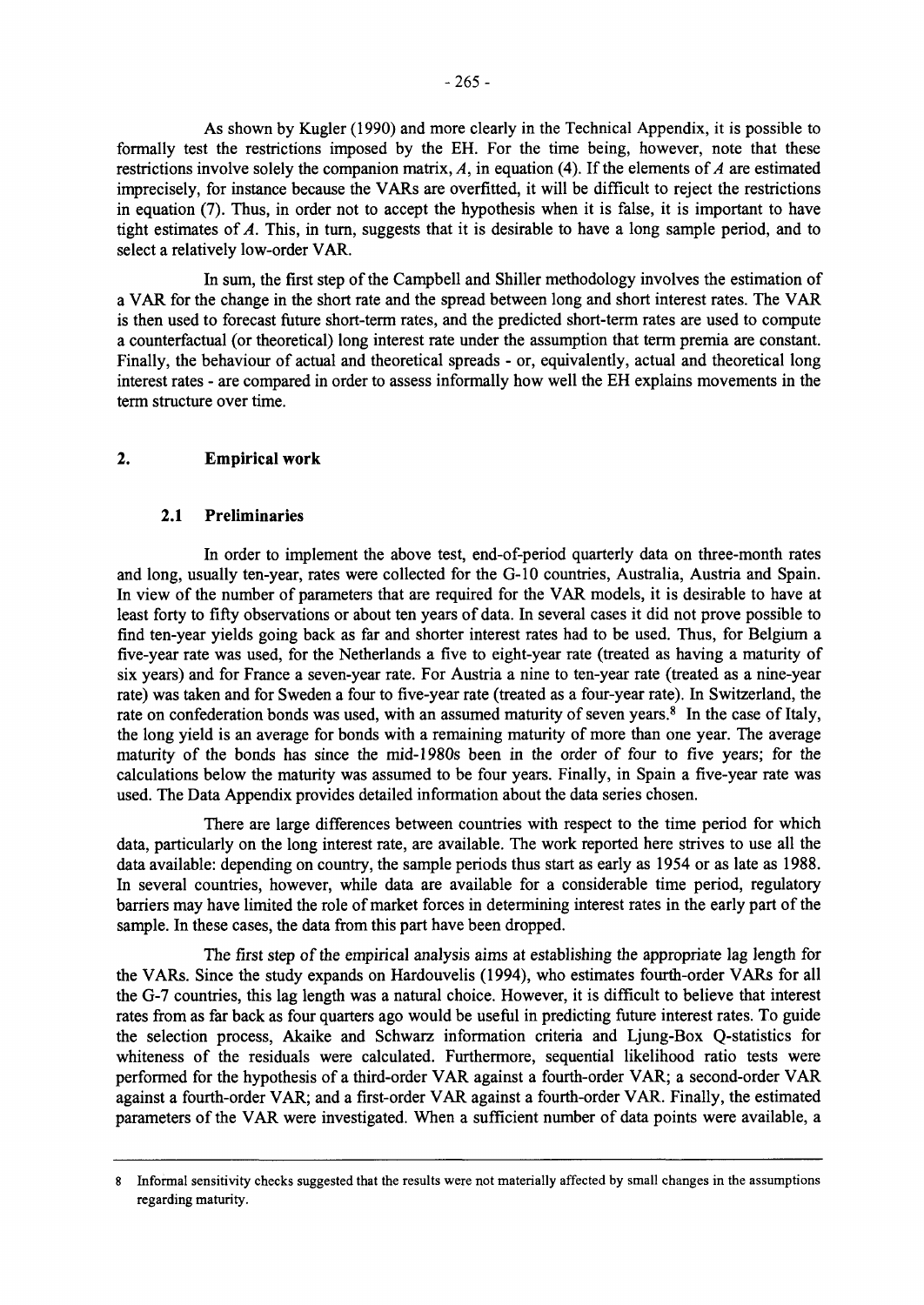As shown by Kugler (1990) and more clearly in the Technical Appendix, it is possible to formally test the restrictions imposed by the EH. For the time being, however, note that these restrictions involve solely the companion matrix, $A$, in equation (4). If the elements of $A$ are estimated imprecisely, for instance because the VARs are overfitted, it will be difficult to reject the restrictions in equation (7). Thus, in order not to accept the hypothesis when it is false, it is important to have tight estimates of $A$. This, in turn, suggests that it is desirable to have a long sample period, and to select a relatively low-order VAR.

In sum, the first step of the Campbell and Shiller methodology involves the estimation of a VAR for the change in the short rate and the spread between long and short interest rates. The VAR is then used to forecast future short-term rates, and the predicted short-term rates are used to compute a counterfactual (or theoretical) long interest rate under the assumption that term premia are constant. Finally, the behaviour of actual and theoretical spreads - or, equivalently, actual and theoretical long interest rates - are compared in order to assess informally how well the EH explains movements in the term structure over time.

## 2. Empirical work

### 2.1 Preliminaries

In order to implement the above test, end-of-period quarterly data on three-month rates and long, usually ten-year, rates were collected for the G-10 countries, Australia, Austria and Spain. In view of the number of parameters that are required for the VAR models, it is desirable to have at least forty to fifty observations or about ten years of data. In several cases it did not prove possible to find ten-year yields going back as far and shorter interest rates had to be used. Thus, for Belgium a five-year rate was used, for the Netherlands a five to eight-year rate (treated as having a maturity of six years) and for France a seven-year rate. For Austria a nine to ten-year rate (treated as a nine-year rate) was taken and for Sweden a four to five-year rate (treated as a four-year rate). In Switzerland, the rate on confederation bonds was used, with an assumed maturity of seven years.[8] In the case of Italy, the long yield is an average for bonds with a remaining maturity of more than one year. The average maturity of the bonds has since the mid-1980s been in the order of four to five years; for the calculations below the maturity was assumed to be four years. Finally, in Spain a five-year rate was used. The Data Appendix provides detailed information about the data series chosen.

There are large differences between countries with respect to the time period for which data, particularly on the long interest rate, are available. The work reported here strives to use all the data available: depending on country, the sample periods thus start as early as 1954 or as late as 1988. In several countries, however, while data are available for a considerable time period, regulatory barriers may have limited the role of market forces in determining interest rates in the early part of the sample. In these cases, the data from this part have been dropped.

The first step of the empirical analysis aims at establishing the appropriate lag length for the VARs. Since the study expands on Hardouvelis (1994), who estimates fourth-order VARs for all the G-7 countries, this lag length was a natural choice. However, it is difficult to believe that interest rates from as far back as four quarters ago would be useful in predicting future interest rates. To guide the selection process, Akaike and Schwarz information criteria and Ljung-Box Q-statistics for whiteness of the residuals were calculated. Furthermore, sequential likelihood ratio tests were performed for the hypothesis of a third-order VAR against a fourth-order VAR; a second-order VAR against a fourth-order VAR; and a first-order VAR against a fourth-order VAR. Finally, the estimated parameters of the VAR were investigated. When a sufficient number of data points were available, a

---

8 Informal sensitivity checks suggested that the results were not materially affected by small changes in the assumptions regarding maturity.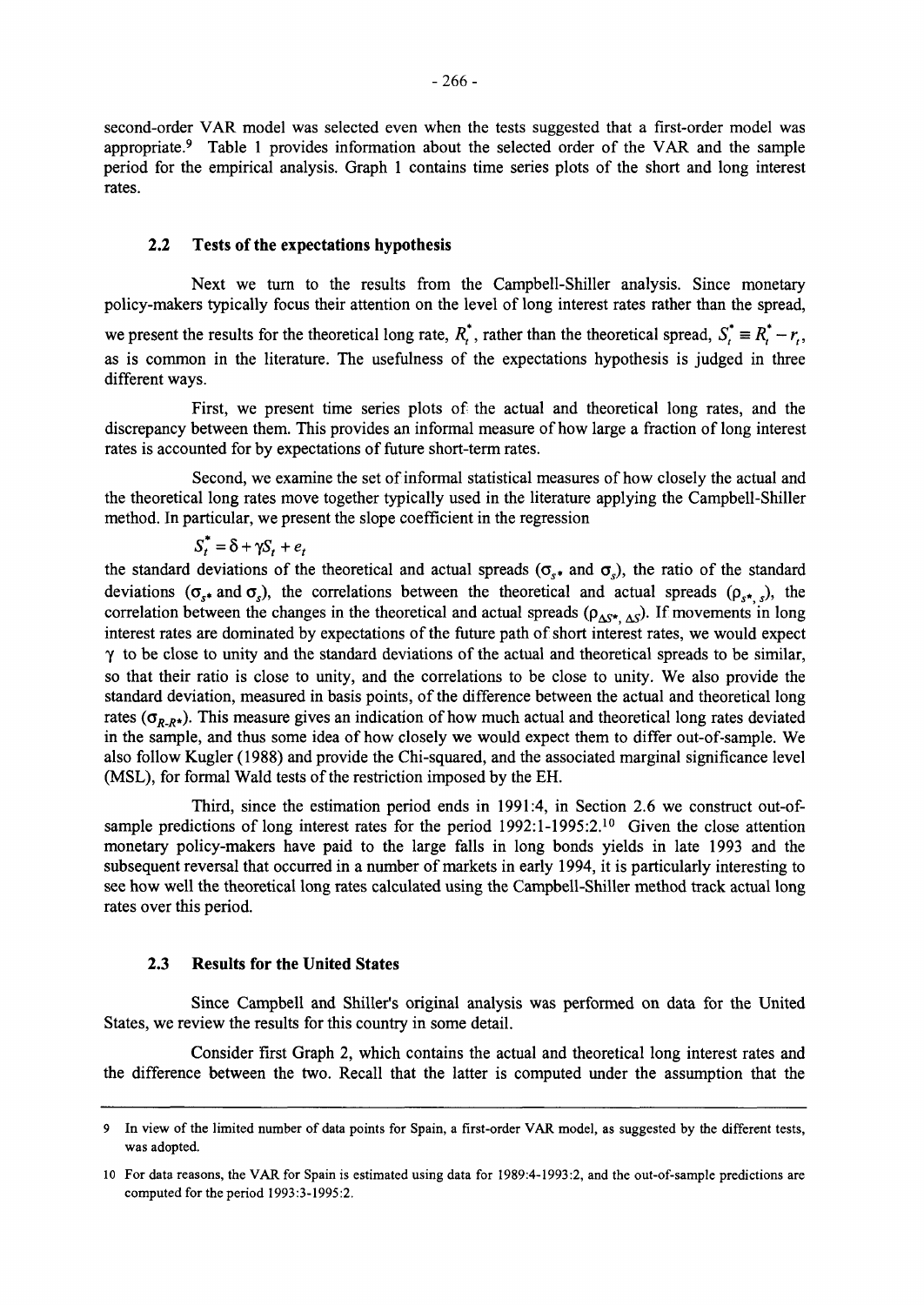second-order VAR model was selected even when the tests suggested that a first-order model was appropriate.[9] Table 1 provides information about the selected order of the VAR and the sample period for the empirical analysis. Graph 1 contains time series plots of the short and long interest rates.

### 2.2 Tests of the expectations hypothesis

Next we turn to the results from the Campbell-Shiller analysis. Since monetary policy-makers typically focus their attention on the level of long interest rates rather than the spread, we present the results for the theoretical long rate, $R_t^*$, rather than the theoretical spread, $S_t^* \equiv R_t^* - r_t$, as is common in the literature. The usefulness of the expectations hypothesis is judged in three different ways.

First, we present time series plots of the actual and theoretical long rates, and the discrepancy between them. This provides an informal measure of how large a fraction of long interest rates is accounted for by expectations of future short-term rates.

Second, we examine the set of informal statistical measures of how closely the actual and the theoretical long rates move together typically used in the literature applying the Campbell-Shiller method. In particular, we present the slope coefficient in the regression

$$S_t^* = \delta + \gamma S_t + e_t$$

the standard deviations of the theoretical and actual spreads ($\sigma_{s^*}$ and $\sigma_s$), the ratio of the standard deviations ($\sigma_{s^*}$ and $\sigma_s$), the correlations between the theoretical and actual spreads ($\rho_{s^*,\,s}$), the correlation between the changes in the theoretical and actual spreads ($\rho_{\Delta S^*,\,\Delta S}$). If movements in long interest rates are dominated by expectations of the future path of short interest rates, we would expect $\gamma$ to be close to unity and the standard deviations of the actual and theoretical spreads to be similar, so that their ratio is close to unity, and the correlations to be close to unity. We also provide the standard deviation, measured in basis points, of the difference between the actual and theoretical long rates ($\sigma_{R\text{-}R^*}$). This measure gives an indication of how much actual and theoretical long rates deviated in the sample, and thus some idea of how closely we would expect them to differ out-of-sample. We also follow Kugler (1988) and provide the Chi-squared, and the associated marginal significance level (MSL), for formal Wald tests of the restriction imposed by the EH.

Third, since the estimation period ends in 1991:4, in Section 2.6 we construct out-of-sample predictions of long interest rates for the period 1992:1-1995:2.[10] Given the close attention monetary policy-makers have paid to the large falls in long bonds yields in late 1993 and the subsequent reversal that occurred in a number of markets in early 1994, it is particularly interesting to see how well the theoretical long rates calculated using the Campbell-Shiller method track actual long rates over this period.

### 2.3 Results for the United States

Since Campbell and Shiller's original analysis was performed on data for the United States, we review the results for this country in some detail.

Consider first Graph 2, which contains the actual and theoretical long interest rates and the difference between the two. Recall that the latter is computed under the assumption that the

---

9 In view of the limited number of data points for Spain, a first-order VAR model, as suggested by the different tests, was adopted.

10 For data reasons, the VAR for Spain is estimated using data for 1989:4-1993:2, and the out-of-sample predictions are computed for the period 1993:3-1995:2.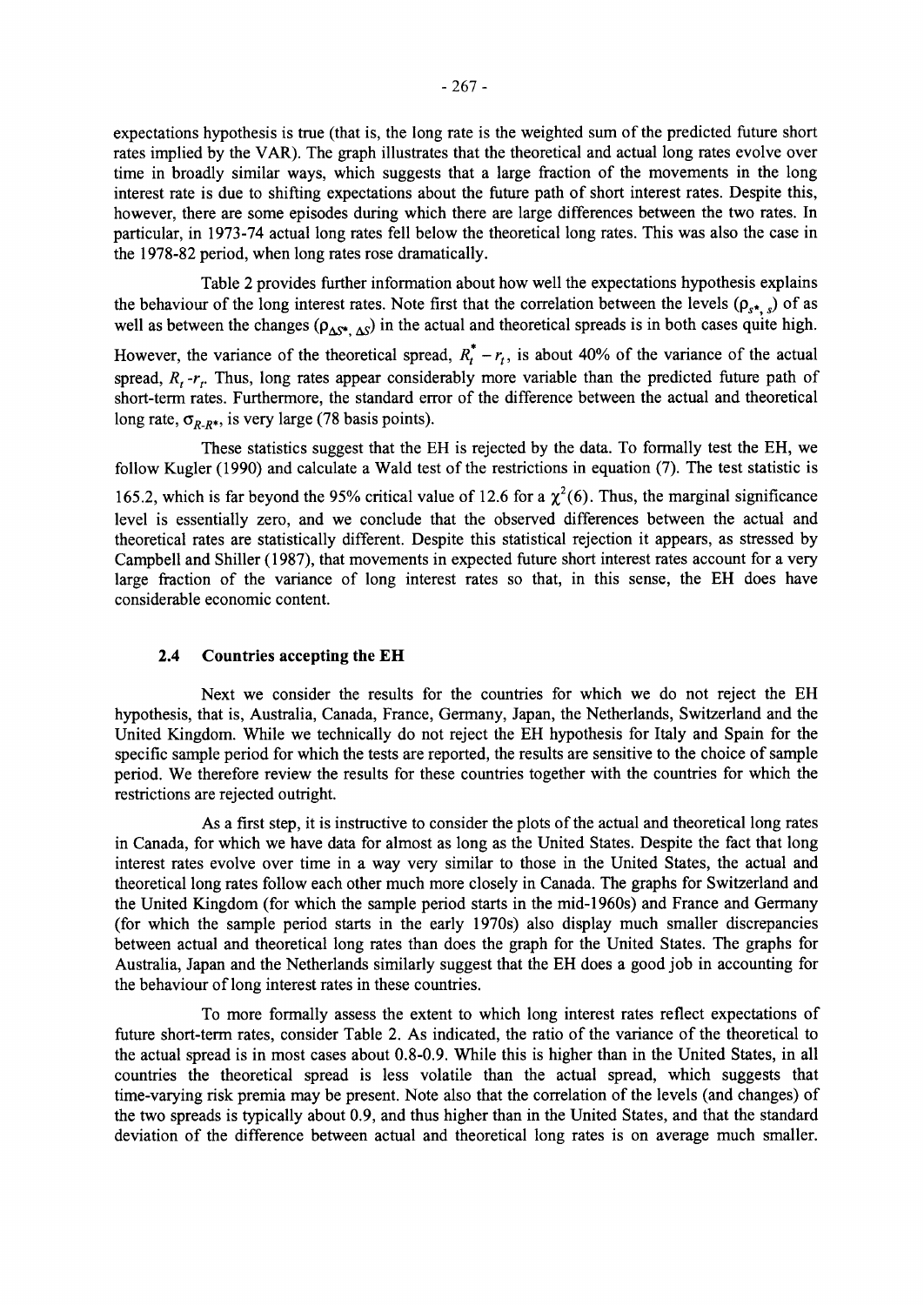expectations hypothesis is true (that is, the long rate is the weighted sum of the predicted future short rates implied by the VAR). The graph illustrates that the theoretical and actual long rates evolve over time in broadly similar ways, which suggests that a large fraction of the movements in the long interest rate is due to shifting expectations about the future path of short interest rates. Despite this, however, there are some episodes during which there are large differences between the two rates. In particular, in 1973-74 actual long rates fell below the theoretical long rates. This was also the case in the 1978-82 period, when long rates rose dramatically.

Table 2 provides further information about how well the expectations hypothesis explains the behaviour of the long interest rates. Note first that the correlation between the levels ($\rho_{s^*, s}$) of as well as between the changes ($\rho_{\Delta S^*, \Delta S}$) in the actual and theoretical spreads is in both cases quite high. However, the variance of the theoretical spread, $R_t^* - r_t$, is about 40% of the variance of the actual spread, $R_t - r_t$. Thus, long rates appear considerably more variable than the predicted future path of short-term rates. Furthermore, the standard error of the difference between the actual and theoretical long rate, $\sigma_{R-R^*}$, is very large (78 basis points).

These statistics suggest that the EH is rejected by the data. To formally test the EH, we follow Kugler (1990) and calculate a Wald test of the restrictions in equation (7). The test statistic is 165.2, which is far beyond the 95% critical value of 12.6 for a $\chi^2(6)$. Thus, the marginal significance level is essentially zero, and we conclude that the observed differences between the actual and theoretical rates are statistically different. Despite this statistical rejection it appears, as stressed by Campbell and Shiller (1987), that movements in expected future short interest rates account for a very large fraction of the variance of long interest rates so that, in this sense, the EH does have considerable economic content.

### 2.4 Countries accepting the EH

Next we consider the results for the countries for which we do not reject the EH hypothesis, that is, Australia, Canada, France, Germany, Japan, the Netherlands, Switzerland and the United Kingdom. While we technically do not reject the EH hypothesis for Italy and Spain for the specific sample period for which the tests are reported, the results are sensitive to the choice of sample period. We therefore review the results for these countries together with the countries for which the restrictions are rejected outright.

As a first step, it is instructive to consider the plots of the actual and theoretical long rates in Canada, for which we have data for almost as long as the United States. Despite the fact that long interest rates evolve over time in a way very similar to those in the United States, the actual and theoretical long rates follow each other much more closely in Canada. The graphs for Switzerland and the United Kingdom (for which the sample period starts in the mid-1960s) and France and Germany (for which the sample period starts in the early 1970s) also display much smaller discrepancies between actual and theoretical long rates than does the graph for the United States. The graphs for Australia, Japan and the Netherlands similarly suggest that the EH does a good job in accounting for the behaviour of long interest rates in these countries.

To more formally assess the extent to which long interest rates reflect expectations of future short-term rates, consider Table 2. As indicated, the ratio of the variance of the theoretical to the actual spread is in most cases about 0.8-0.9. While this is higher than in the United States, in all countries the theoretical spread is less volatile than the actual spread, which suggests that time-varying risk premia may be present. Note also that the correlation of the levels (and changes) of the two spreads is typically about 0.9, and thus higher than in the United States, and that the standard deviation of the difference between actual and theoretical long rates is on average much smaller.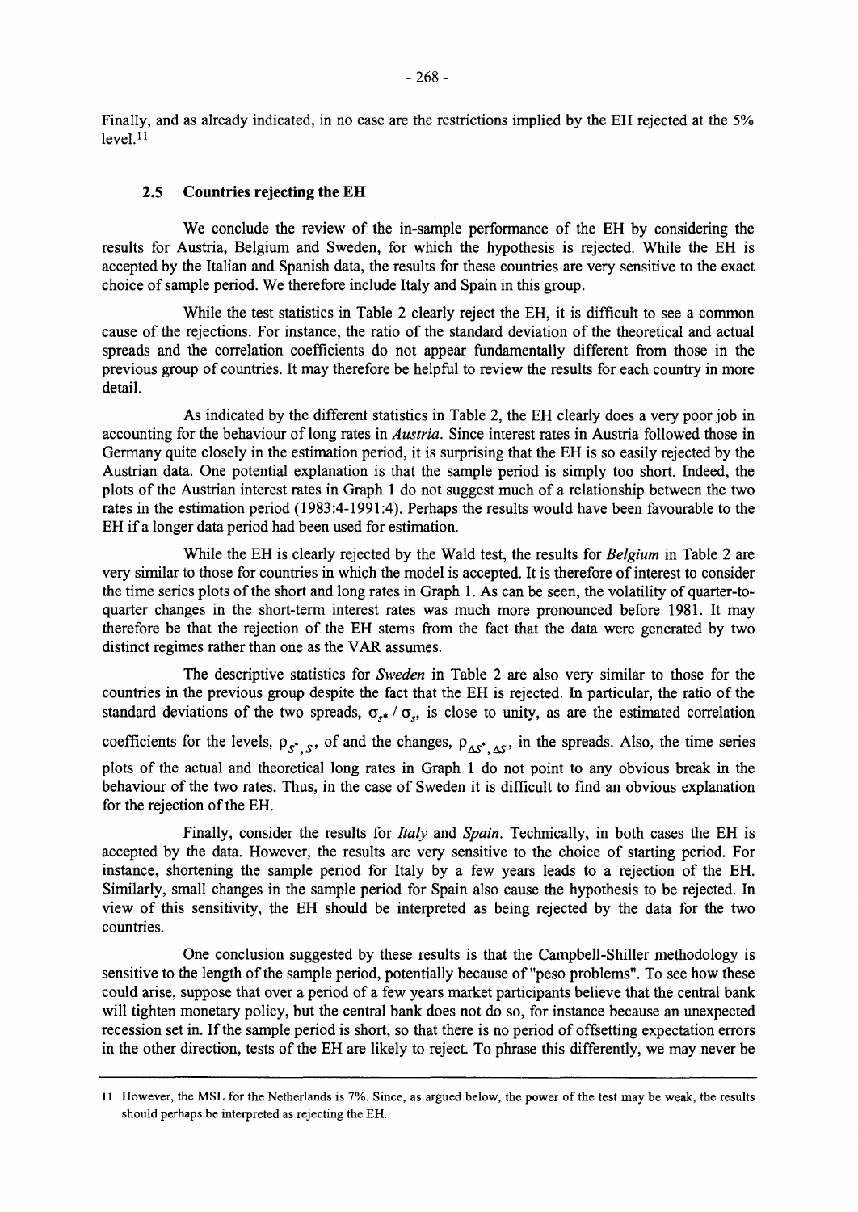Finally, and as already indicated, in no case are the restrictions implied by the EH rejected at the 5% level.[11]

### 2.5 Countries rejecting the EH

We conclude the review of the in-sample performance of the EH by considering the results for Austria, Belgium and Sweden, for which the hypothesis is rejected. While the EH is accepted by the Italian and Spanish data, the results for these countries are very sensitive to the exact choice of sample period. We therefore include Italy and Spain in this group.

While the test statistics in Table 2 clearly reject the EH, it is difficult to see a common cause of the rejections. For instance, the ratio of the standard deviation of the theoretical and actual spreads and the correlation coefficients do not appear fundamentally different from those in the previous group of countries. It may therefore be helpful to review the results for each country in more detail.

As indicated by the different statistics in Table 2, the EH clearly does a very poor job in accounting for the behaviour of long rates in *Austria*. Since interest rates in Austria followed those in Germany quite closely in the estimation period, it is surprising that the EH is so easily rejected by the Austrian data. One potential explanation is that the sample period is simply too short. Indeed, the plots of the Austrian interest rates in Graph 1 do not suggest much of a relationship between the two rates in the estimation period (1983:4-1991:4). Perhaps the results would have been favourable to the EH if a longer data period had been used for estimation.

While the EH is clearly rejected by the Wald test, the results for *Belgium* in Table 2 are very similar to those for countries in which the model is accepted. It is therefore of interest to consider the time series plots of the short and long rates in Graph 1. As can be seen, the volatility of quarter-to-quarter changes in the short-term interest rates was much more pronounced before 1981. It may therefore be that the rejection of the EH stems from the fact that the data were generated by two distinct regimes rather than one as the VAR assumes.

The descriptive statistics for *Sweden* in Table 2 are also very similar to those for the countries in the previous group despite the fact that the EH is rejected. In particular, the ratio of the standard deviations of the two spreads, $\sigma_{s*} / \sigma_s$, is close to unity, as are the estimated correlation coefficients for the levels, $\rho_{S^*, S}$, of and the changes, $\rho_{\Delta S^*, \Delta S}$, in the spreads. Also, the time series plots of the actual and theoretical long rates in Graph 1 do not point to any obvious break in the behaviour of the two rates. Thus, in the case of Sweden it is difficult to find an obvious explanation for the rejection of the EH.

Finally, consider the results for *Italy* and *Spain*. Technically, in both cases the EH is accepted by the data. However, the results are very sensitive to the choice of starting period. For instance, shortening the sample period for Italy by a few years leads to a rejection of the EH. Similarly, small changes in the sample period for Spain also cause the hypothesis to be rejected. In view of this sensitivity, the EH should be interpreted as being rejected by the data for the two countries.

One conclusion suggested by these results is that the Campbell-Shiller methodology is sensitive to the length of the sample period, potentially because of "peso problems". To see how these could arise, suppose that over a period of a few years market participants believe that the central bank will tighten monetary policy, but the central bank does not do so, for instance because an unexpected recession set in. If the sample period is short, so that there is no period of offsetting expectation errors in the other direction, tests of the EH are likely to reject. To phrase this differently, we may never be

---

[11] However, the MSL for the Netherlands is 7%. Since, as argued below, the power of the test may be weak, the results should perhaps be interpreted as rejecting the EH.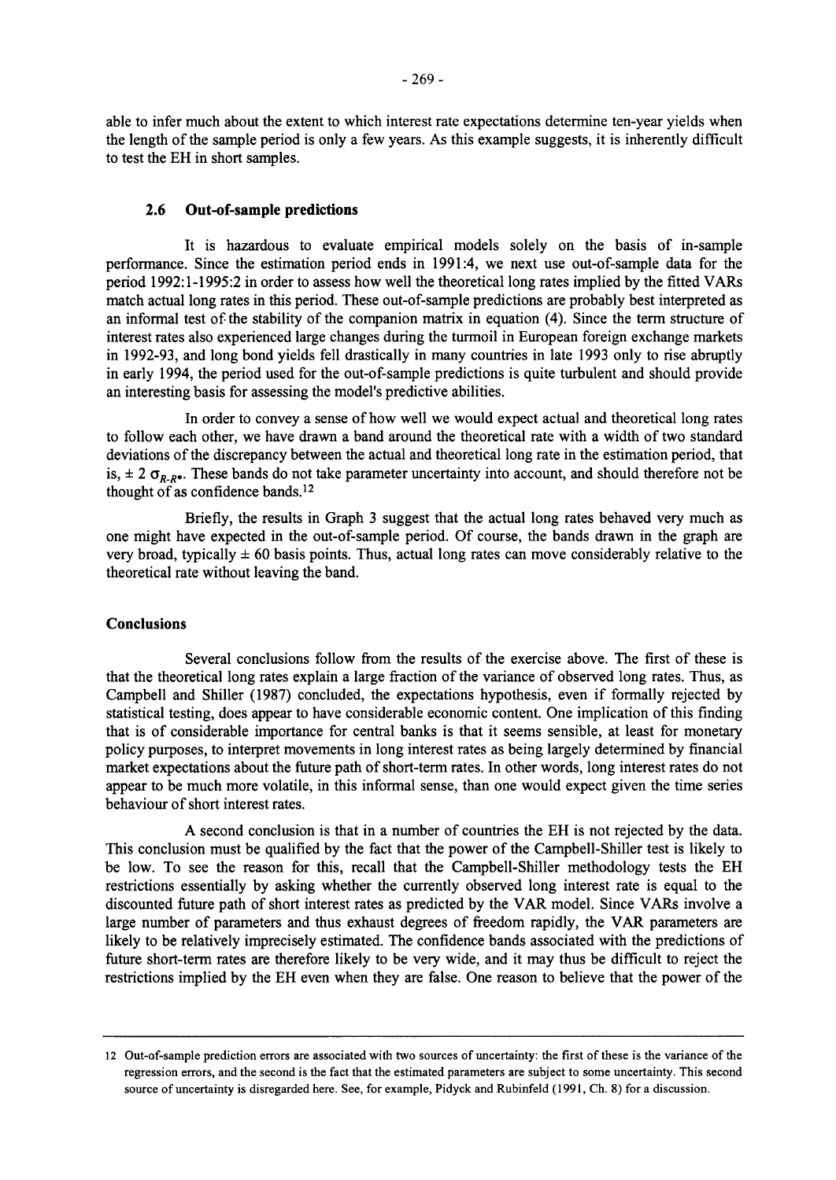able to infer much about the extent to which interest rate expectations determine ten-year yields when the length of the sample period is only a few years. As this example suggests, it is inherently difficult to test the EH in short samples.

### 2.6 Out-of-sample predictions

It is hazardous to evaluate empirical models solely on the basis of in-sample performance. Since the estimation period ends in 1991:4, we next use out-of-sample data for the period 1992:1-1995:2 in order to assess how well the theoretical long rates implied by the fitted VARs match actual long rates in this period. These out-of-sample predictions are probably best interpreted as an informal test of the stability of the companion matrix in equation (4). Since the term structure of interest rates also experienced large changes during the turmoil in European foreign exchange markets in 1992-93, and long bond yields fell drastically in many countries in late 1993 only to rise abruptly in early 1994, the period used for the out-of-sample predictions is quite turbulent and should provide an interesting basis for assessing the model's predictive abilities.

In order to convey a sense of how well we would expect actual and theoretical long rates to follow each other, we have drawn a band around the theoretical rate with a width of two standard deviations of the discrepancy between the actual and theoretical long rate in the estimation period, that is, $\pm 2\,\sigma_{R-R*}$. These bands do not take parameter uncertainty into account, and should therefore not be thought of as confidence bands.[12]

Briefly, the results in Graph 3 suggest that the actual long rates behaved very much as one might have expected in the out-of-sample period. Of course, the bands drawn in the graph are very broad, typically $\pm$ 60 basis points. Thus, actual long rates can move considerably relative to the theoretical rate without leaving the band.

## Conclusions

Several conclusions follow from the results of the exercise above. The first of these is that the theoretical long rates explain a large fraction of the variance of observed long rates. Thus, as Campbell and Shiller (1987) concluded, the expectations hypothesis, even if formally rejected by statistical testing, does appear to have considerable economic content. One implication of this finding that is of considerable importance for central banks is that it seems sensible, at least for monetary policy purposes, to interpret movements in long interest rates as being largely determined by financial market expectations about the future path of short-term rates. In other words, long interest rates do not appear to be much more volatile, in this informal sense, than one would expect given the time series behaviour of short interest rates.

A second conclusion is that in a number of countries the EH is not rejected by the data. This conclusion must be qualified by the fact that the power of the Campbell-Shiller test is likely to be low. To see the reason for this, recall that the Campbell-Shiller methodology tests the EH restrictions essentially by asking whether the currently observed long interest rate is equal to the discounted future path of short interest rates as predicted by the VAR model. Since VARs involve a large number of parameters and thus exhaust degrees of freedom rapidly, the VAR parameters are likely to be relatively imprecisely estimated. The confidence bands associated with the predictions of future short-term rates are therefore likely to be very wide, and it may thus be difficult to reject the restrictions implied by the EH even when they are false. One reason to believe that the power of the

---

[12] Out-of-sample prediction errors are associated with two sources of uncertainty: the first of these is the variance of the regression errors, and the second is the fact that the estimated parameters are subject to some uncertainty. This second source of uncertainty is disregarded here. See, for example, Pidyck and Rubinfeld (1991, Ch. 8) for a discussion.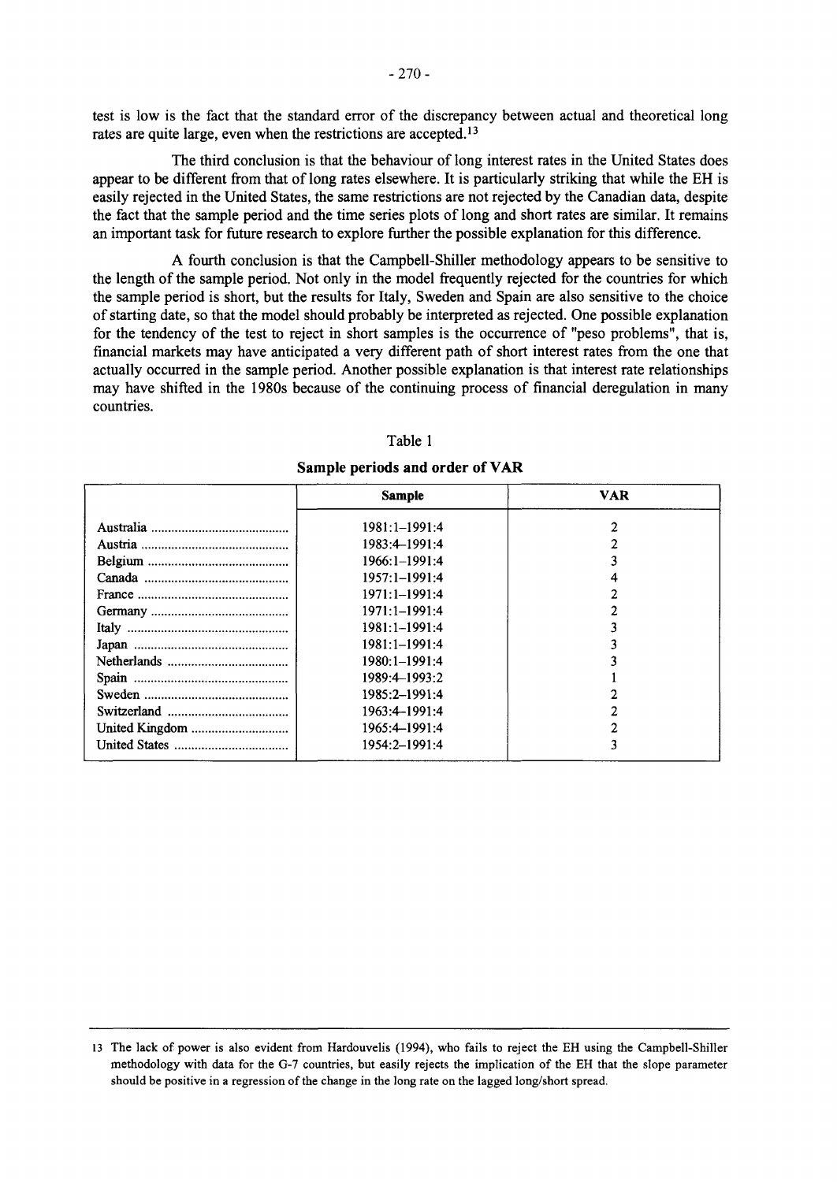test is low is the fact that the standard error of the discrepancy between actual and theoretical long rates are quite large, even when the restrictions are accepted.[13]

The third conclusion is that the behaviour of long interest rates in the United States does appear to be different from that of long rates elsewhere. It is particularly striking that while the EH is easily rejected in the United States, the same restrictions are not rejected by the Canadian data, despite the fact that the sample period and the time series plots of long and short rates are similar. It remains an important task for future research to explore further the possible explanation for this difference.

A fourth conclusion is that the Campbell-Shiller methodology appears to be sensitive to the length of the sample period. Not only in the model frequently rejected for the countries for which the sample period is short, but the results for Italy, Sweden and Spain are also sensitive to the choice of starting date, so that the model should probably be interpreted as rejected. One possible explanation for the tendency of the test to reject in short samples is the occurrence of "peso problems", that is, financial markets may have anticipated a very different path of short interest rates from the one that actually occurred in the sample period. Another possible explanation is that interest rate relationships may have shifted in the 1980s because of the continuing process of financial deregulation in many countries.

Table 1

**Sample periods and order of VAR**

| | Sample | VAR |
|---|---|---|
| Australia | 1981:1–1991:4 | 2 |
| Austria | 1983:4–1991:4 | 2 |
| Belgium | 1966:1–1991:4 | 3 |
| Canada | 1957:1–1991:4 | 4 |
| France | 1971:1–1991:4 | 2 |
| Germany | 1971:1–1991:4 | 2 |
| Italy | 1981:1–1991:4 | 3 |
| Japan | 1981:1–1991:4 | 3 |
| Netherlands | 1980:1–1991:4 | 3 |
| Spain | 1989:4–1993:2 | 1 |
| Sweden | 1985:2–1991:4 | 2 |
| Switzerland | 1963:4–1991:4 | 2 |
| United Kingdom | 1965:4–1991:4 | 2 |
| United States | 1954:2–1991:4 | 3 |

---

13 The lack of power is also evident from Hardouvelis (1994), who fails to reject the EH using the Campbell-Shiller methodology with data for the G-7 countries, but easily rejects the implication of the EH that the slope parameter should be positive in a regression of the change in the long rate on the lagged long/short spread.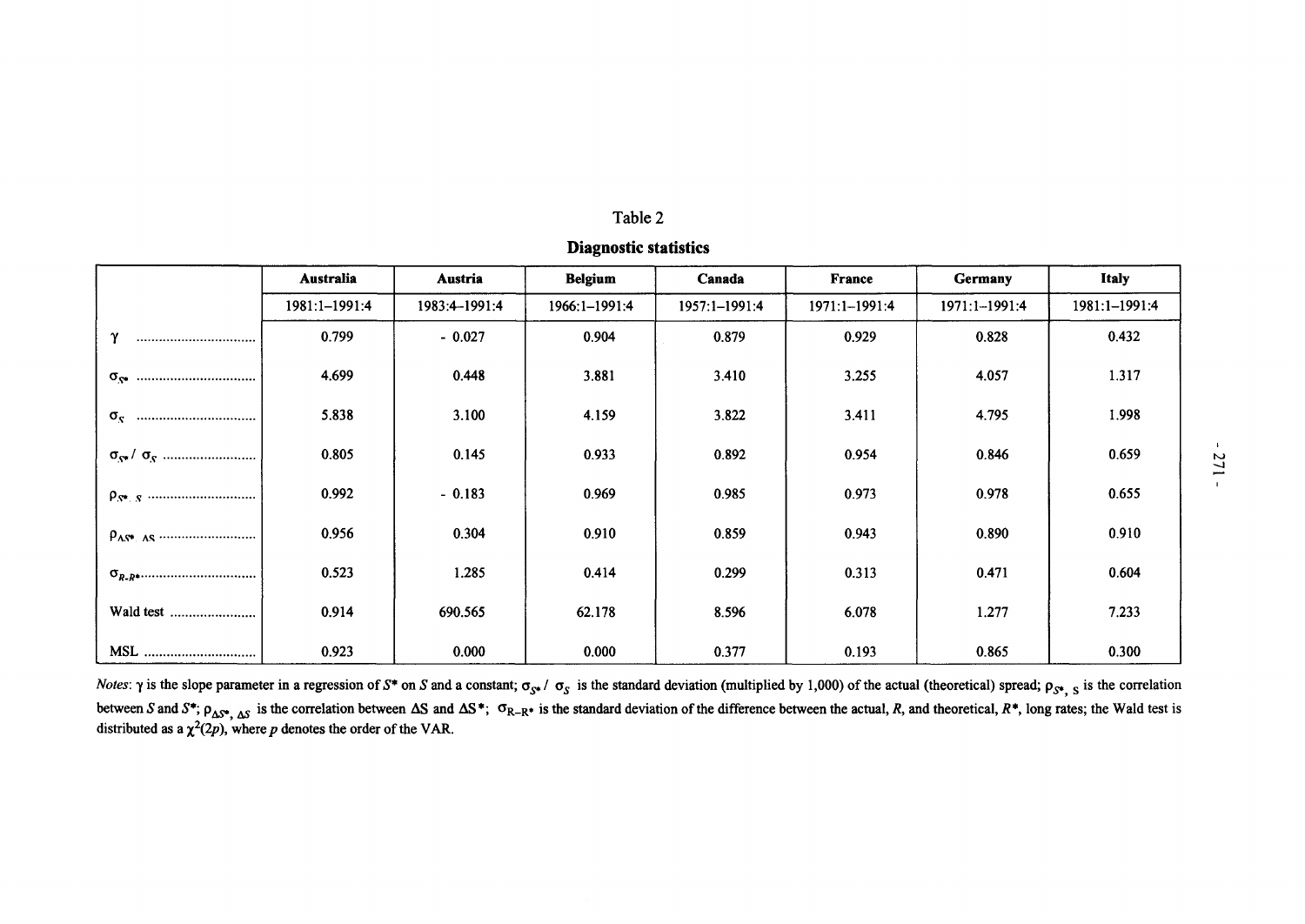Table 2

**Diagnostic statistics**

| | **Australia** | **Austria** | **Belgium** | **Canada** | **France** | **Germany** | **Italy** |
|---|---|---|---|---|---|---|---|
| | 1981:1–1991:4 | 1983:4–1991:4 | 1966:1–1991:4 | 1957:1–1991:4 | 1971:1–1991:4 | 1971:1–1991:4 | 1981:1–1991:4 |
| $\gamma$ | 0.799 | - 0.027 | 0.904 | 0.879 | 0.929 | 0.828 | 0.432 |
| $\sigma_{S^*}$ | 4.699 | 0.448 | 3.881 | 3.410 | 3.255 | 4.057 | 1.317 |
| $\sigma_S$ | 5.838 | 3.100 | 4.159 | 3.822 | 3.411 | 4.795 | 1.998 |
| $\sigma_{S^*} / \sigma_S$ | 0.805 | 0.145 | 0.933 | 0.892 | 0.954 | 0.846 | 0.659 |
| $\rho_{S^*, S}$ | 0.992 | - 0.183 | 0.969 | 0.985 | 0.973 | 0.978 | 0.655 |
| $\rho_{\Delta S^*, \Delta S}$ | 0.956 | 0.304 | 0.910 | 0.859 | 0.943 | 0.890 | 0.910 |
| $\sigma_{R-R^*}$ | 0.523 | 1.285 | 0.414 | 0.299 | 0.313 | 0.471 | 0.604 |
| Wald test | 0.914 | 690.565 | 62.178 | 8.596 | 6.078 | 1.277 | 7.233 |
| MSL | 0.923 | 0.000 | 0.000 | 0.377 | 0.193 | 0.865 | 0.300 |

*Notes*: $\gamma$ is the slope parameter in a regression of $S^*$ on $S$ and a constant; $\sigma_{S^*} / \sigma_S$ is the standard deviation (multiplied by 1,000) of the actual (theoretical) spread; $\rho_{S^*, S}$ is the correlation between $S$ and $S^*$; $\rho_{\Delta S^*, \Delta S}$ is the correlation between $\Delta S$ and $\Delta S^*$; $\sigma_{R-R^*}$ is the standard deviation of the difference between the actual, $R$, and theoretical, $R^*$, long rates; the Wald test is distributed as a $\chi^2(2p)$, where $p$ denotes the order of the VAR.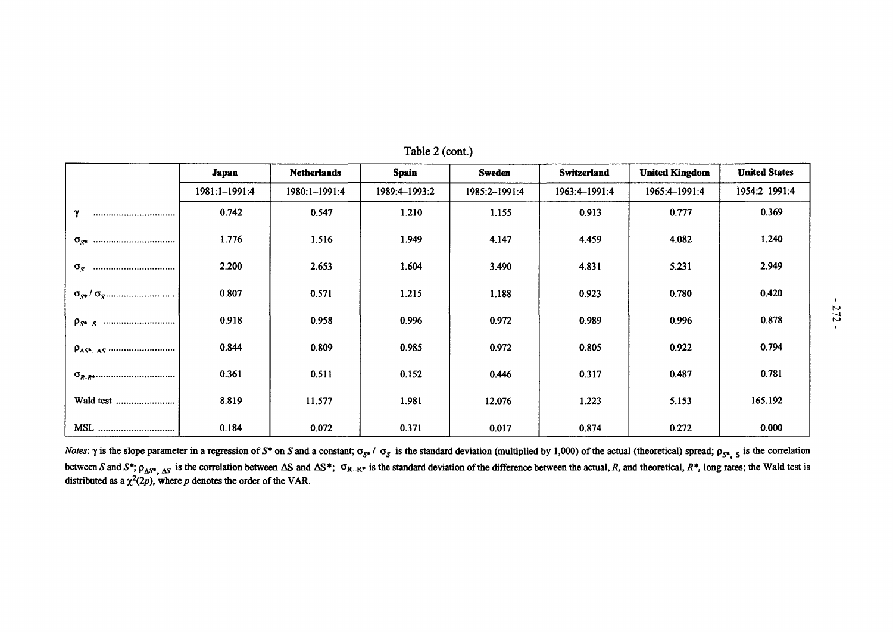Table 2 (cont.)

| | Japan | Netherlands | Spain | Sweden | Switzerland | United Kingdom | United States |
|---|---|---|---|---|---|---|---|
| | 1981:1–1991:4 | 1980:1–1991:4 | 1989:4–1993:2 | 1985:2–1991:4 | 1963:4–1991:4 | 1965:4–1991:4 | 1954:2–1991:4 |
| $\gamma$ | 0.742 | 0.547 | 1.210 | 1.155 | 0.913 | 0.777 | 0.369 |
| $\sigma_{S^*}$ | 1.776 | 1.516 | 1.949 | 4.147 | 4.459 | 4.082 | 1.240 |
| $\sigma_S$ | 2.200 | 2.653 | 1.604 | 3.490 | 4.831 | 5.231 | 2.949 |
| $\sigma_{S^*} / \sigma_S$ | 0.807 | 0.571 | 1.215 | 1.188 | 0.923 | 0.780 | 0.420 |
| $\rho_{S^*, S}$ | 0.918 | 0.958 | 0.996 | 0.972 | 0.989 | 0.996 | 0.878 |
| $\rho_{\Delta S^*, \Delta S}$ | 0.844 | 0.809 | 0.985 | 0.972 | 0.805 | 0.922 | 0.794 |
| $\sigma_{R-R^*}$ | 0.361 | 0.511 | 0.152 | 0.446 | 0.317 | 0.487 | 0.781 |
| Wald test | 8.819 | 11.577 | 1.981 | 12.076 | 1.223 | 5.153 | 165.192 |
| MSL | 0.184 | 0.072 | 0.371 | 0.017 | 0.874 | 0.272 | 0.000 |

*Notes*: $\gamma$ is the slope parameter in a regression of $S^*$ on $S$ and a constant; $\sigma_{S^*} / \sigma_S$ is the standard deviation (multiplied by 1,000) of the actual (theoretical) spread; $\rho_{S^*, S}$ is the correlation between $S$ and $S^*$; $\rho_{\Delta S^*, \Delta S}$ is the correlation between $\Delta S$ and $\Delta S^*$; $\sigma_{R-R^*}$ is the standard deviation of the difference between the actual, $R$, and theoretical, $R^*$, long rates; the Wald test is distributed as a $\chi^2(2p)$, where $p$ denotes the order of the VAR.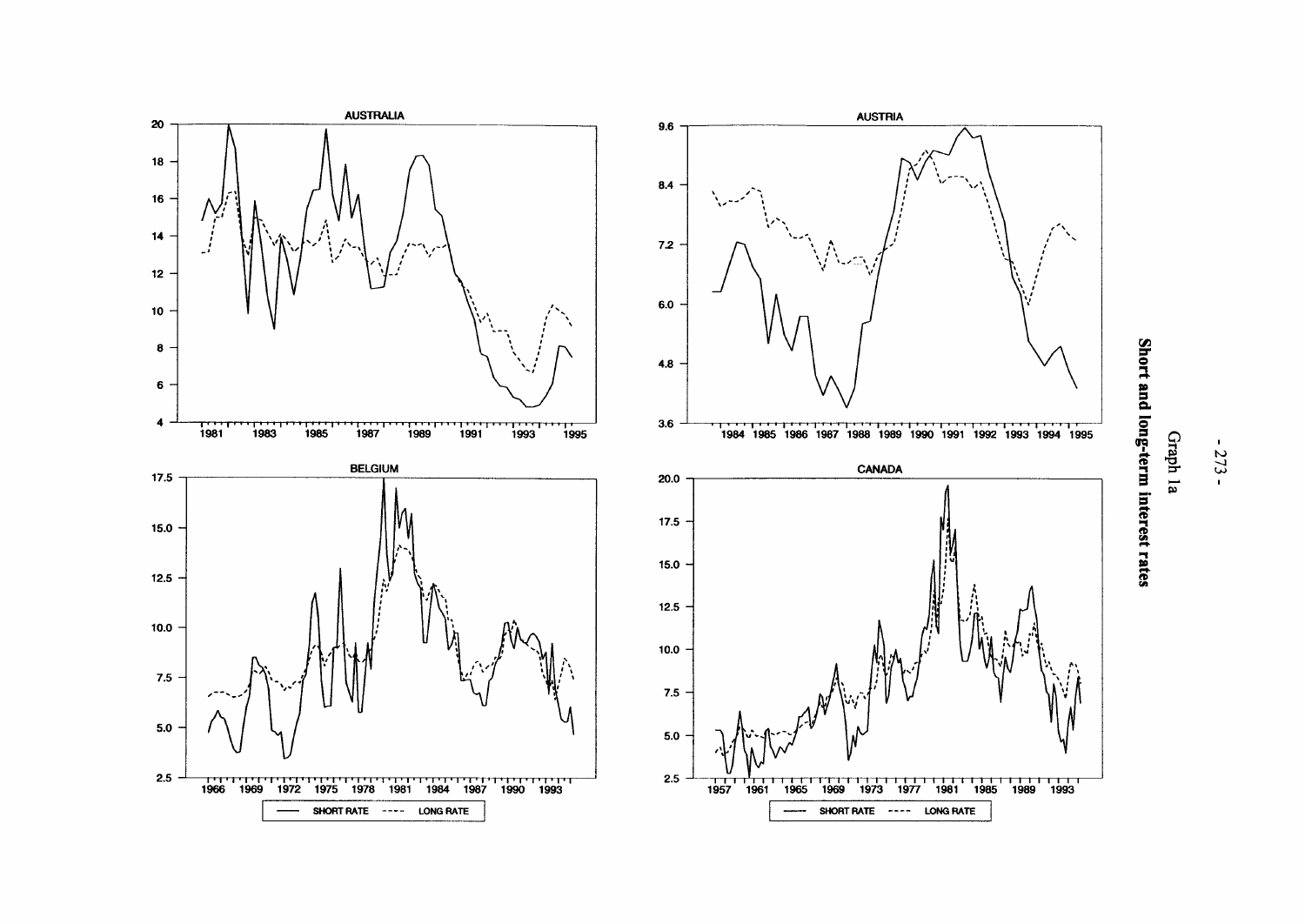Graph 1a

**Short and long-term interest rates**

AUSTRALIA

BELGIUM

AUSTRIA

CANADA

SHORT RATE ---- LONG RATE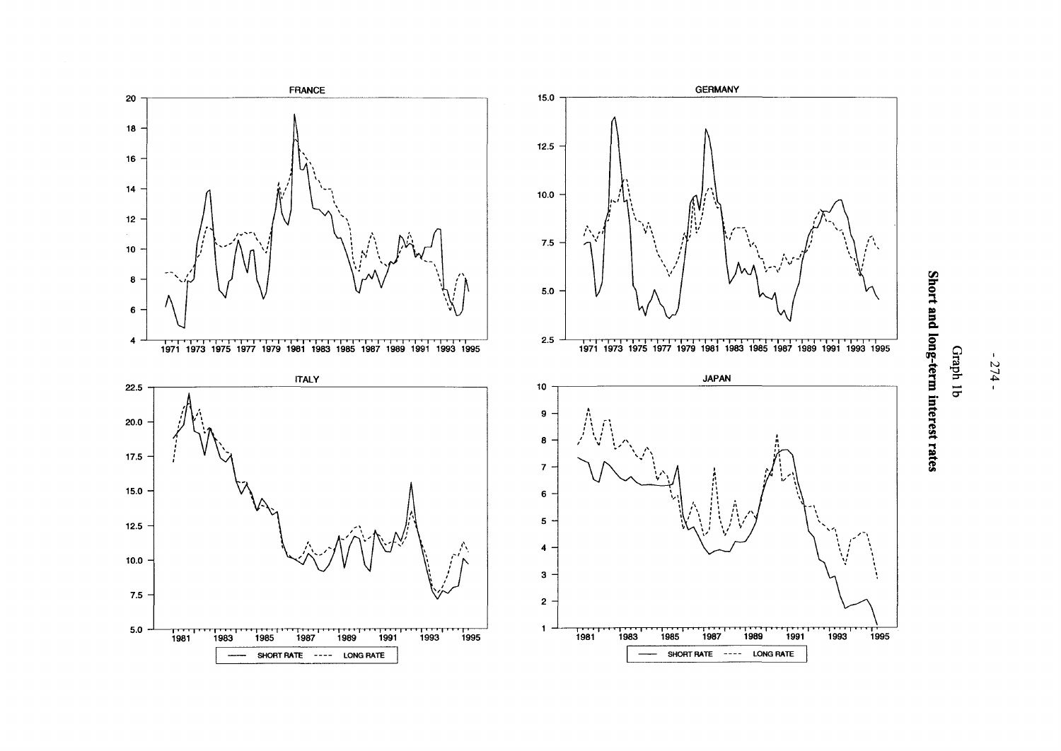## Graph 1b

**Short and long-term interest rates**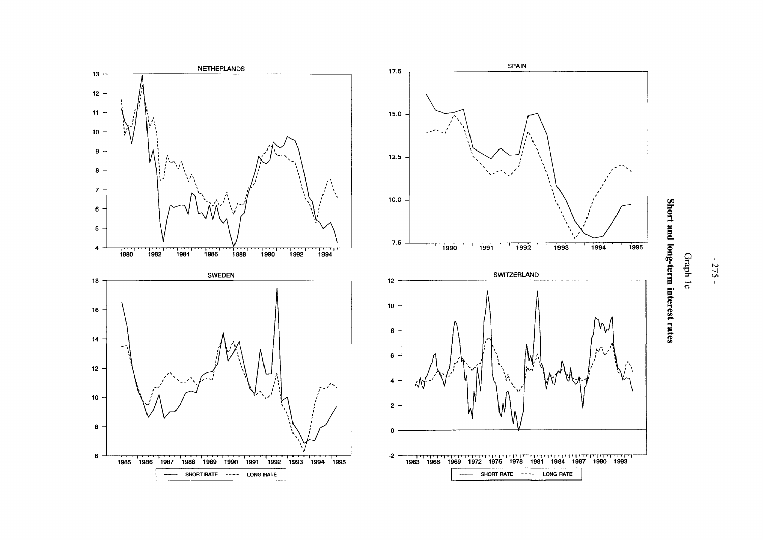Graph 1c

**Short and long-term interest rates**

NETHERLANDS

SPAIN

SWEDEN

SWITZERLAND

SHORT RATE ---- LONG RATE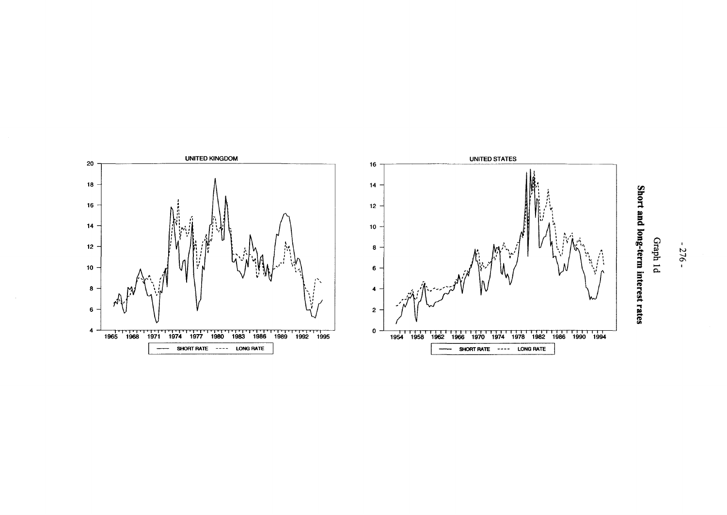Graph 1d

Short and long-term interest rates

UNITED KINGDOM

SHORT RATE ---- LONG RATE

UNITED STATES

SHORT RATE ---- LONG RATE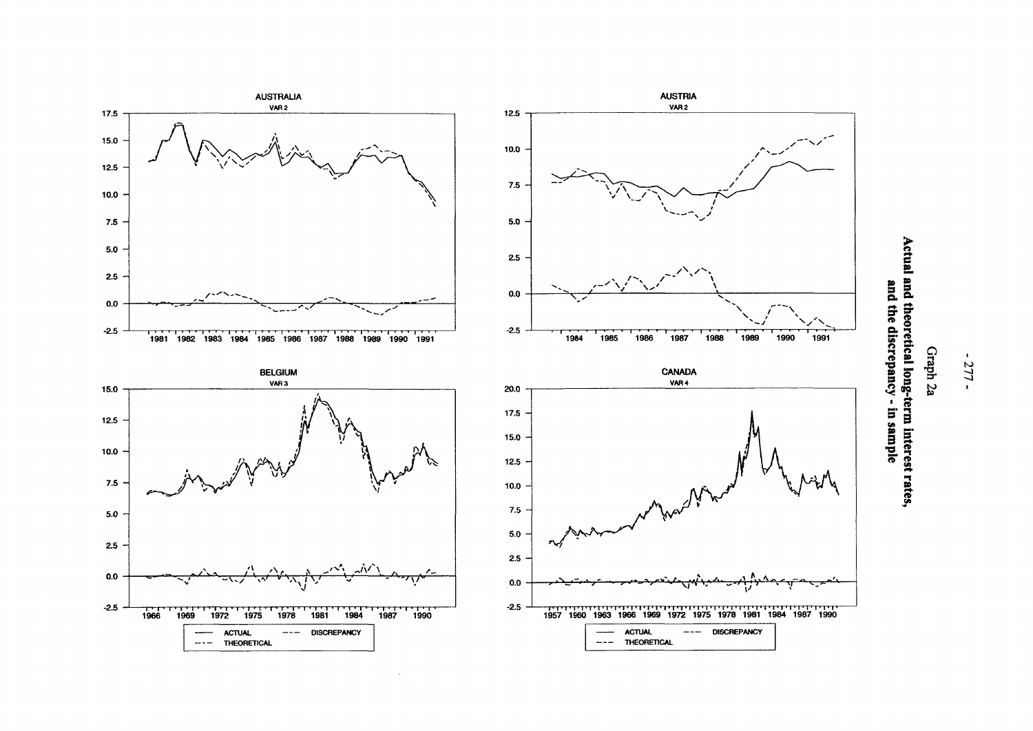Graph 2a

**Actual and theoretical long-term interest rates, and the discrepancy - in sample**

AUSTRALIA
VAR 2

AUSTRIA
VAR 2

BELGIUM
VAR 3

CANADA
VAR 4

ACTUAL — DISCREPANCY — THEORETICAL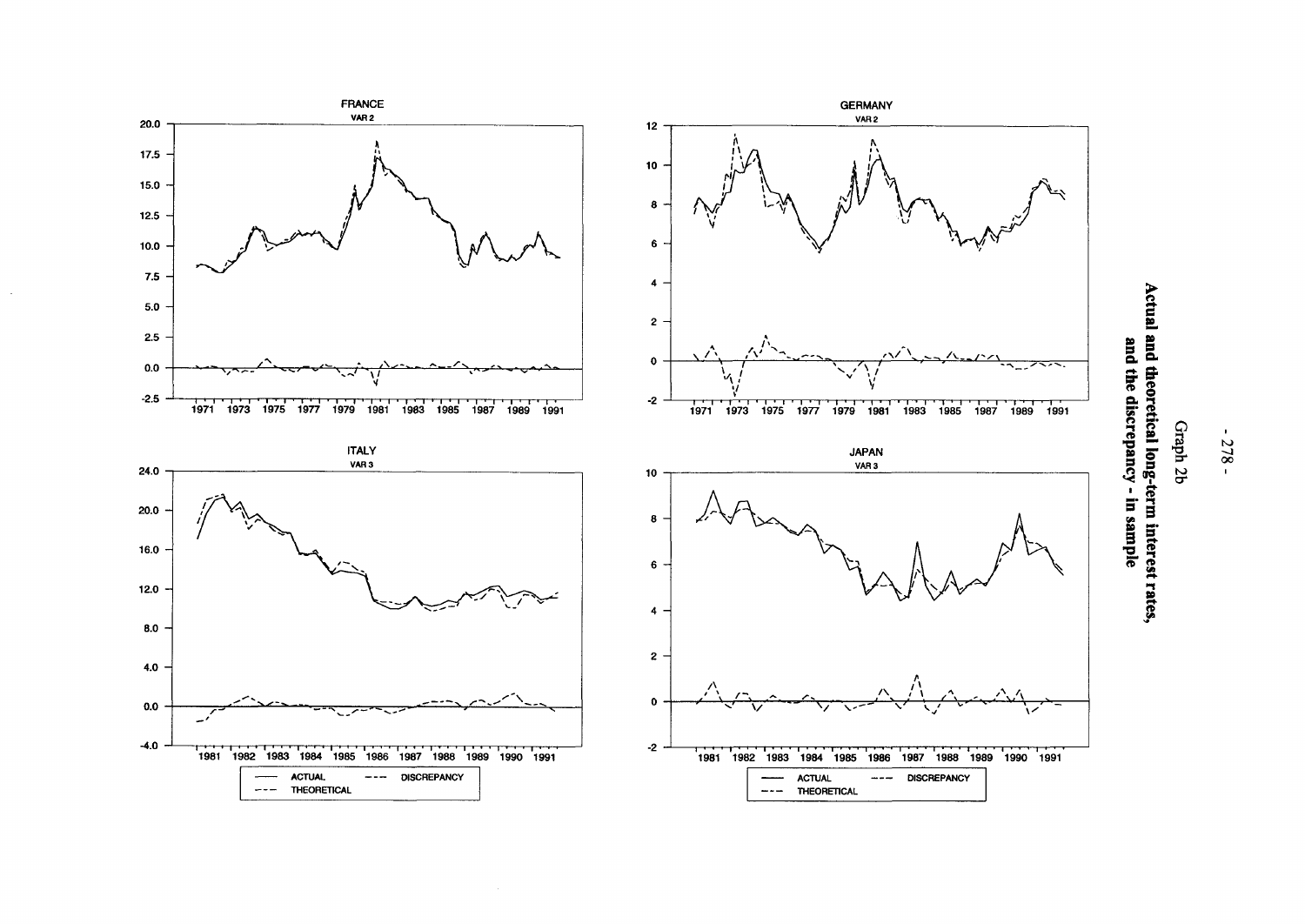# Graph 2b

## Actual and theoretical long-term interest rates, and the discrepancy - in sample

**FRANCE**
VAR 2

**GERMANY**
VAR 2

**ITALY**
VAR 3

**JAPAN**
VAR 3

— ACTUAL
--- DISCREPANCY
-·- THEORETICAL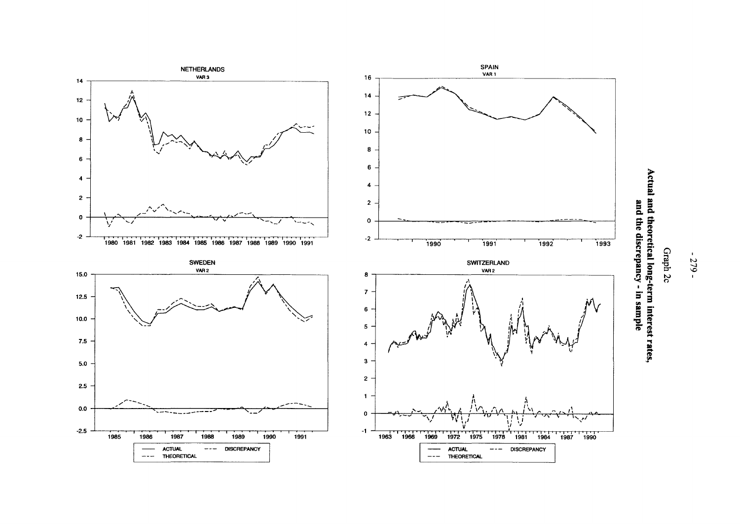Graph 2c

**Actual and theoretical long-term interest rates, and the discrepancy - in sample**

NETHERLANDS
VAR 3

SPAIN
VAR 1

SWEDEN
VAR 2

SWITZERLAND
VAR 2

ACTUAL — DISCREPANCY — THEORETICAL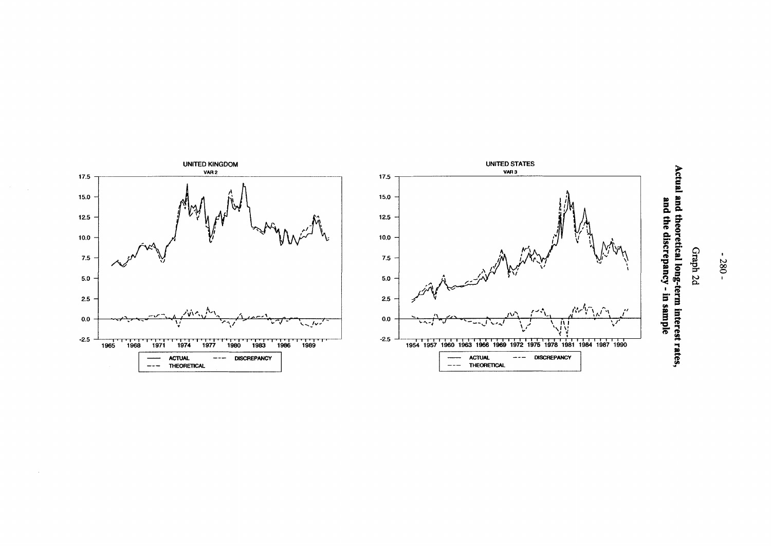Graph 2d

**Actual and theoretical long-term interest rates, and the discrepancy - in sample**

UNITED KINGDOM

VAR 2

17.5
15.0
12.5
10.0
7.5
5.0
2.5
0.0
-2.5

1965 1968 1971 1974 1977 1980 1983 1986 1989

ACTUAL — DISCREPANCY — THEORETICAL

UNITED STATES

VAR 3

17.5
15.0
12.5
10.0
7.5
5.0
2.5
0.0
-2.5

1954 1957 1960 1963 1966 1969 1972 1975 1978 1981 1984 1987 1990

ACTUAL — DISCREPANCY — THEORETICAL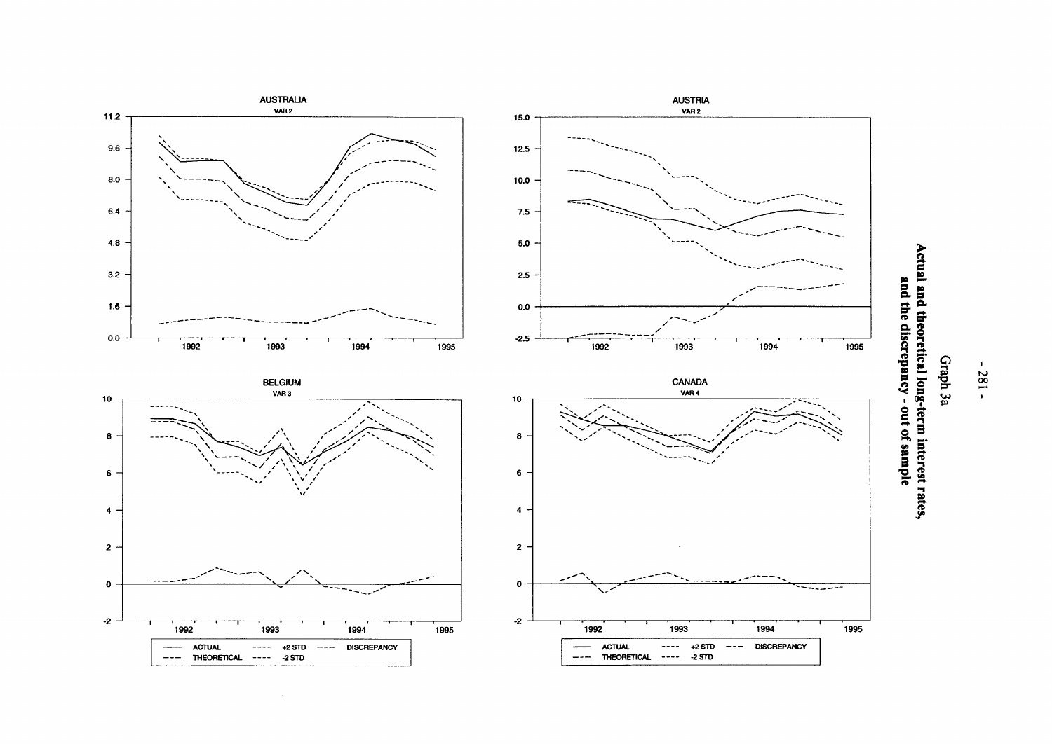# Graph 3a

## Actual and theoretical long-term interest rates, and the discrepancy - out of sample

**AUSTRALIA**
VAR 2

**AUSTRIA**
VAR 2

**BELGIUM**
VAR 3

**CANADA**
VAR 4

ACTUAL | +2 STD | DISCREPANCY | THEORETICAL | -2 STD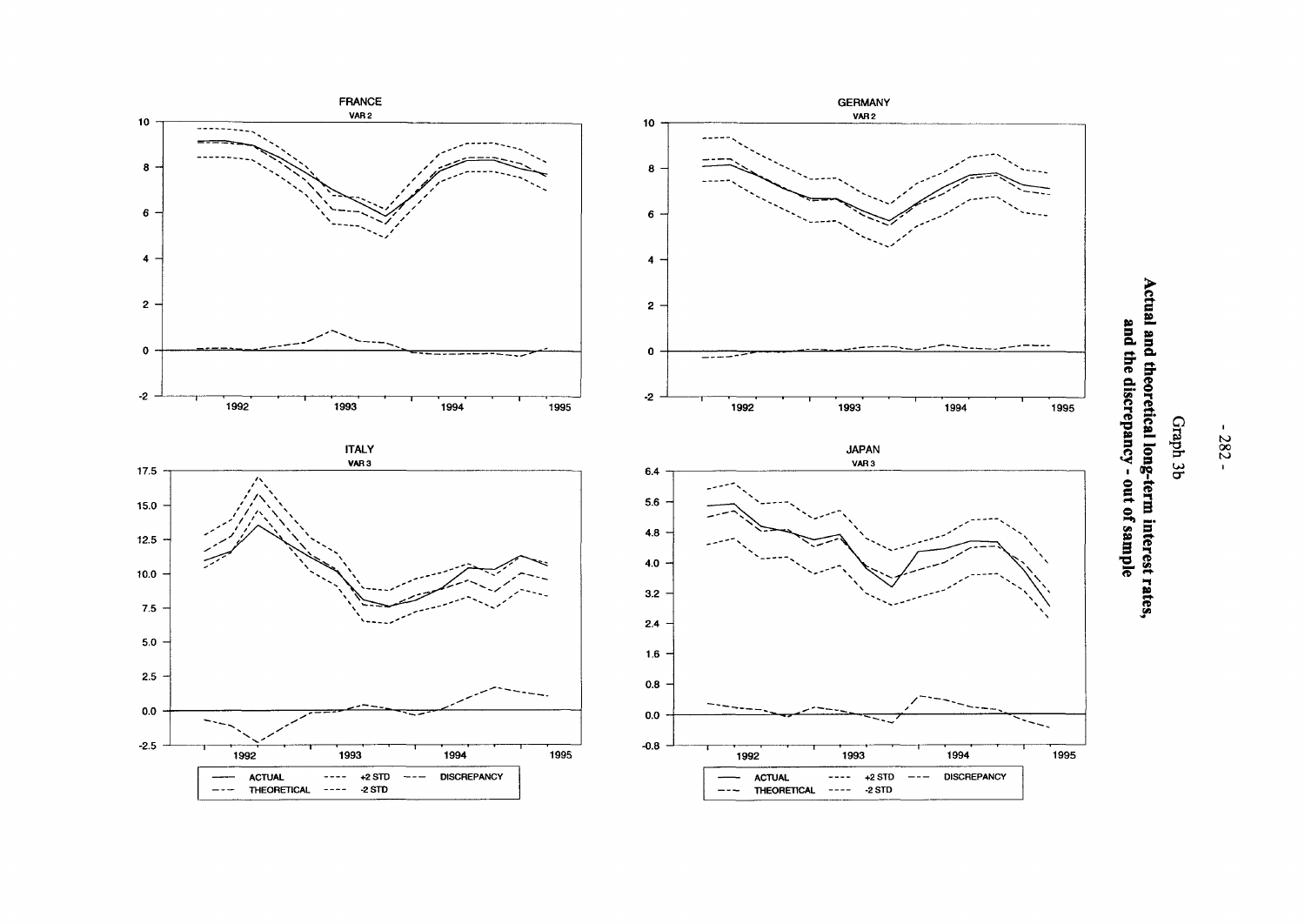Graph 3b

**Actual and theoretical long-term interest rates, and the discrepancy - out of sample**

FRANCE
VAR 2

GERMANY
VAR 2

ITALY
VAR 3

JAPAN
VAR 3

ACTUAL — THEORETICAL — +2 STD — -2 STD — DISCREPANCY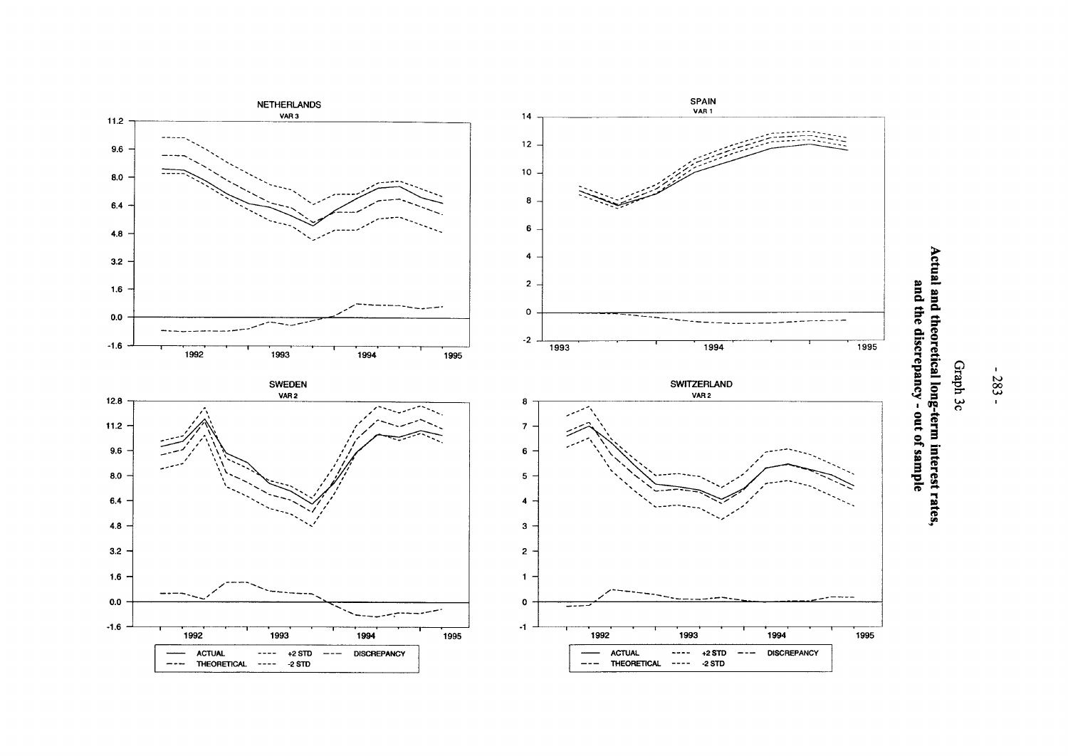Graph 3c

**Actual and theoretical long-term interest rates, and the discrepancy - out of sample**

NETHERLANDS
VAR 3

SPAIN
VAR 1

SWEDEN
VAR 2

SWITZERLAND
VAR 2

ACTUAL ---- +2 STD — — DISCREPANCY
THEORETICAL ---- -2 STD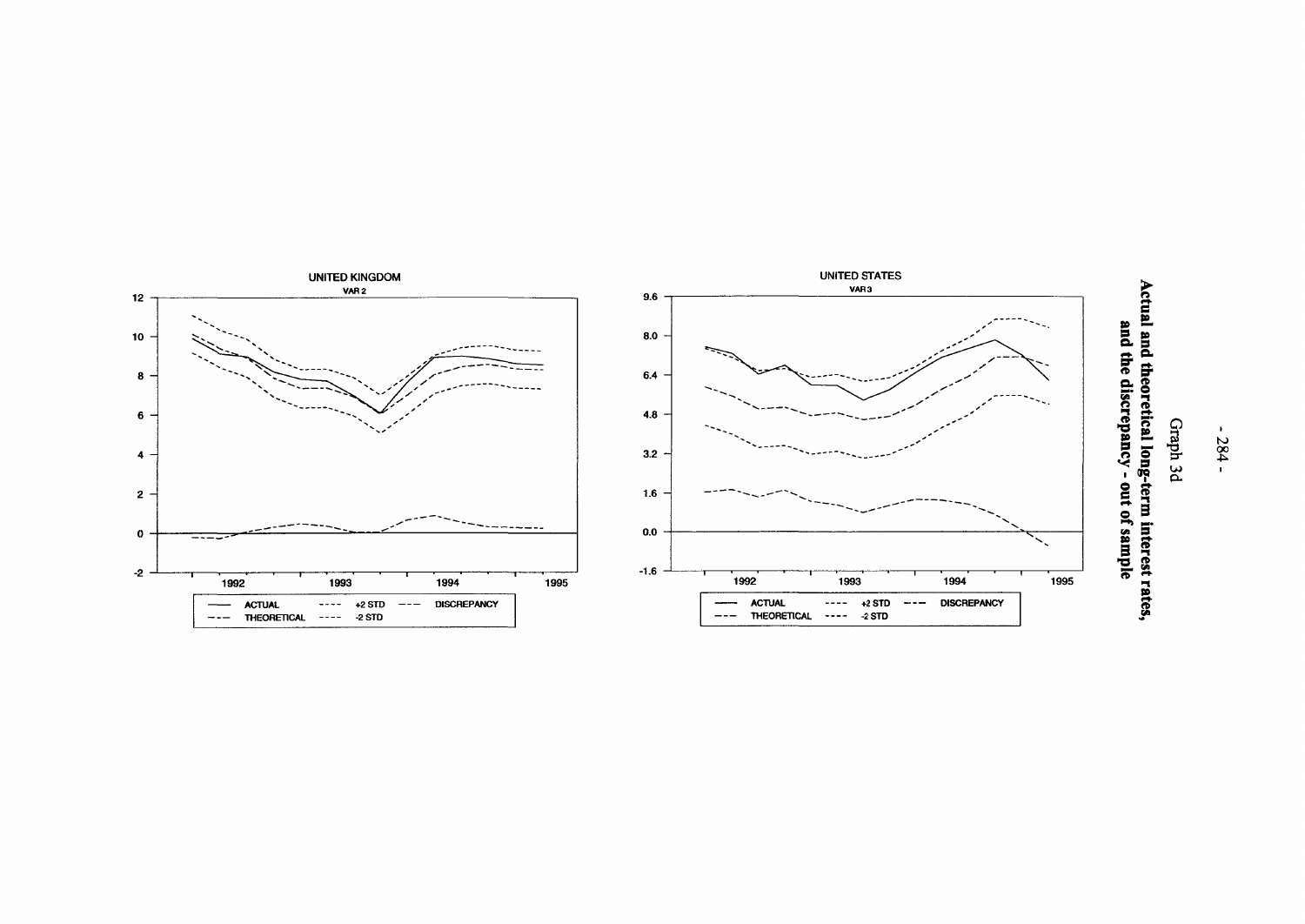Graph 3d

**Actual and theoretical long-term interest rates, and the discrepancy - out of sample**

UNITED KINGDOM
VAR 2

UNITED STATES
VAR 3

ACTUAL ---- +2 STD ---- DISCREPANCY
THEORETICAL ---- -2 STD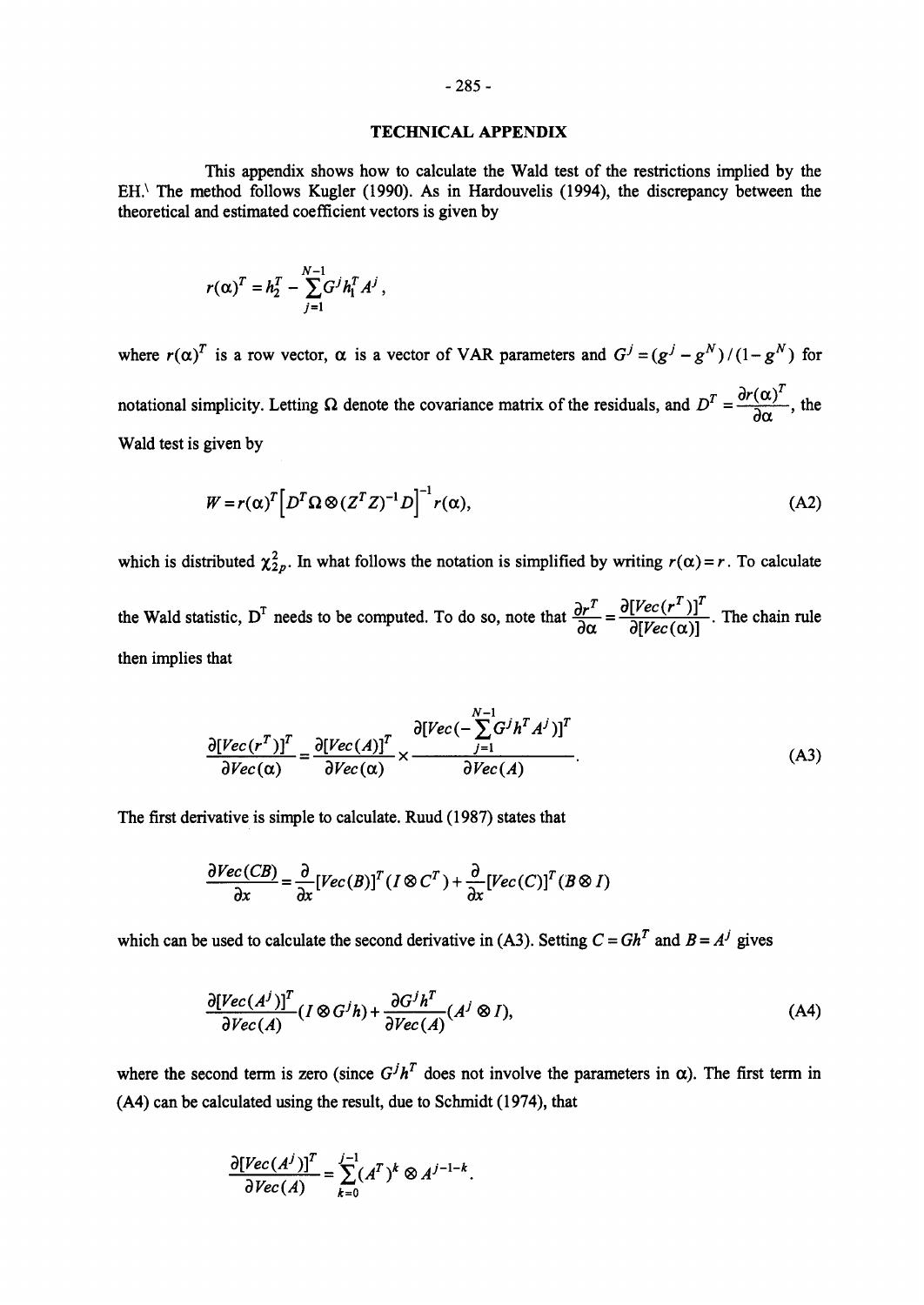# TECHNICAL APPENDIX

This appendix shows how to calculate the Wald test of the restrictions implied by the EH.[\] The method follows Kugler (1990). As in Hardouvelis (1994), the discrepancy between the theoretical and estimated coefficient vectors is given by

$$r(\alpha)^T = h_2^T - \sum_{j=1}^{N-1} G^j h_1^T A^j,$$

where $r(\alpha)^T$ is a row vector, $\alpha$ is a vector of VAR parameters and $G^j = (g^j - g^N)/(1 - g^N)$ for notational simplicity. Letting $\Omega$ denote the covariance matrix of the residuals, and $D^T = \dfrac{\partial r(\alpha)^T}{\partial \alpha}$, the Wald test is given by

$$W = r(\alpha)^T \left[ D^T \Omega \otimes (Z^T Z)^{-1} D \right]^{-1} r(\alpha), \tag{A2}$$

which is distributed $\chi^2_{2p}$. In what follows the notation is simplified by writing $r(\alpha) = r$. To calculate the Wald statistic, $D^T$ needs to be computed. To do so, note that $\dfrac{\partial r^T}{\partial \alpha} = \dfrac{\partial [Vec(r^T)]^T}{\partial [Vec(\alpha)]}$. The chain rule then implies that

$$\frac{\partial [Vec(r^T)]^T}{\partial Vec(\alpha)} = \frac{\partial [Vec(A)]^T}{\partial Vec(\alpha)} \times \frac{\partial [Vec(-\sum_{j=1}^{N-1} G^j h^T A^j)]^T}{\partial Vec(A)}. \tag{A3}$$

The first derivative is simple to calculate. Ruud (1987) states that

$$\frac{\partial Vec(CB)}{\partial x} = \frac{\partial}{\partial x}[Vec(B)]^T (I \otimes C^T) + \frac{\partial}{\partial x}[Vec(C)]^T (B \otimes I)$$

which can be used to calculate the second derivative in (A3). Setting $C = Gh^T$ and $B = A^j$ gives

$$\frac{\partial [Vec(A^j)]^T}{\partial Vec(A)} (I \otimes G^j h) + \frac{\partial G^j h^T}{\partial Vec(A)} (A^j \otimes I), \tag{A4}$$

where the second term is zero (since $G^j h^T$ does not involve the parameters in $\alpha$). The first term in (A4) can be calculated using the result, due to Schmidt (1974), that

$$\frac{\partial [Vec(A^j)]^T}{\partial Vec(A)} = \sum_{k=0}^{j-1} (A^T)^k \otimes A^{j-1-k}.$$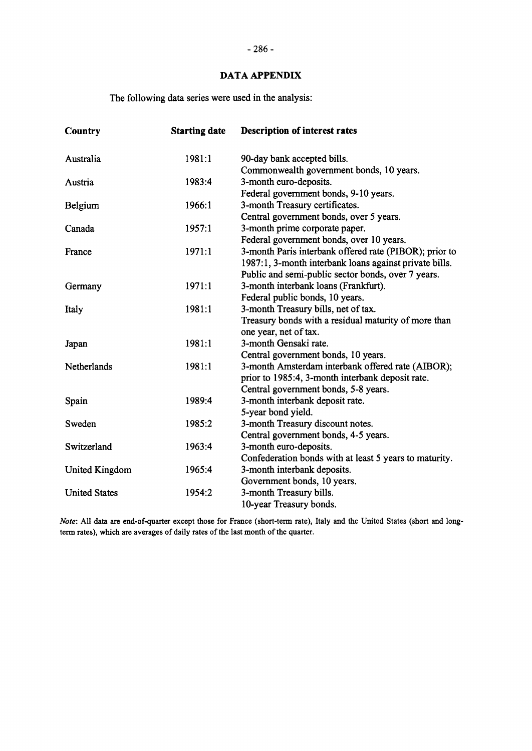## DATA APPENDIX

The following data series were used in the analysis:

| Country | Starting date | Description of interest rates |
|---|---|---|
| Australia | 1981:1 | 90-day bank accepted bills.<br>Commonwealth government bonds, 10 years. |
| Austria | 1983:4 | 3-month euro-deposits.<br>Federal government bonds, 9-10 years. |
| Belgium | 1966:1 | 3-month Treasury certificates.<br>Central government bonds, over 5 years. |
| Canada | 1957:1 | 3-month prime corporate paper.<br>Federal government bonds, over 10 years. |
| France | 1971:1 | 3-month Paris interbank offered rate (PIBOR); prior to 1987:1, 3-month interbank loans against private bills.<br>Public and semi-public sector bonds, over 7 years. |
| Germany | 1971:1 | 3-month interbank loans (Frankfurt).<br>Federal public bonds, 10 years. |
| Italy | 1981:1 | 3-month Treasury bills, net of tax.<br>Treasury bonds with a residual maturity of more than one year, net of tax. |
| Japan | 1981:1 | 3-month Gensaki rate.<br>Central government bonds, 10 years. |
| Netherlands | 1981:1 | 3-month Amsterdam interbank offered rate (AIBOR); prior to 1985:4, 3-month interbank deposit rate.<br>Central government bonds, 5-8 years. |
| Spain | 1989:4 | 3-month interbank deposit rate.<br>5-year bond yield. |
| Sweden | 1985:2 | 3-month Treasury discount notes.<br>Central government bonds, 4-5 years. |
| Switzerland | 1963:4 | 3-month euro-deposits.<br>Confederation bonds with at least 5 years to maturity. |
| United Kingdom | 1965:4 | 3-month interbank deposits.<br>Government bonds, 10 years. |
| United States | 1954:2 | 3-month Treasury bills.<br>10-year Treasury bonds. |

*Note*: All data are end-of-quarter except those for France (short-term rate), Italy and the United States (short and long-term rates), which are averages of daily rates of the last month of the quarter.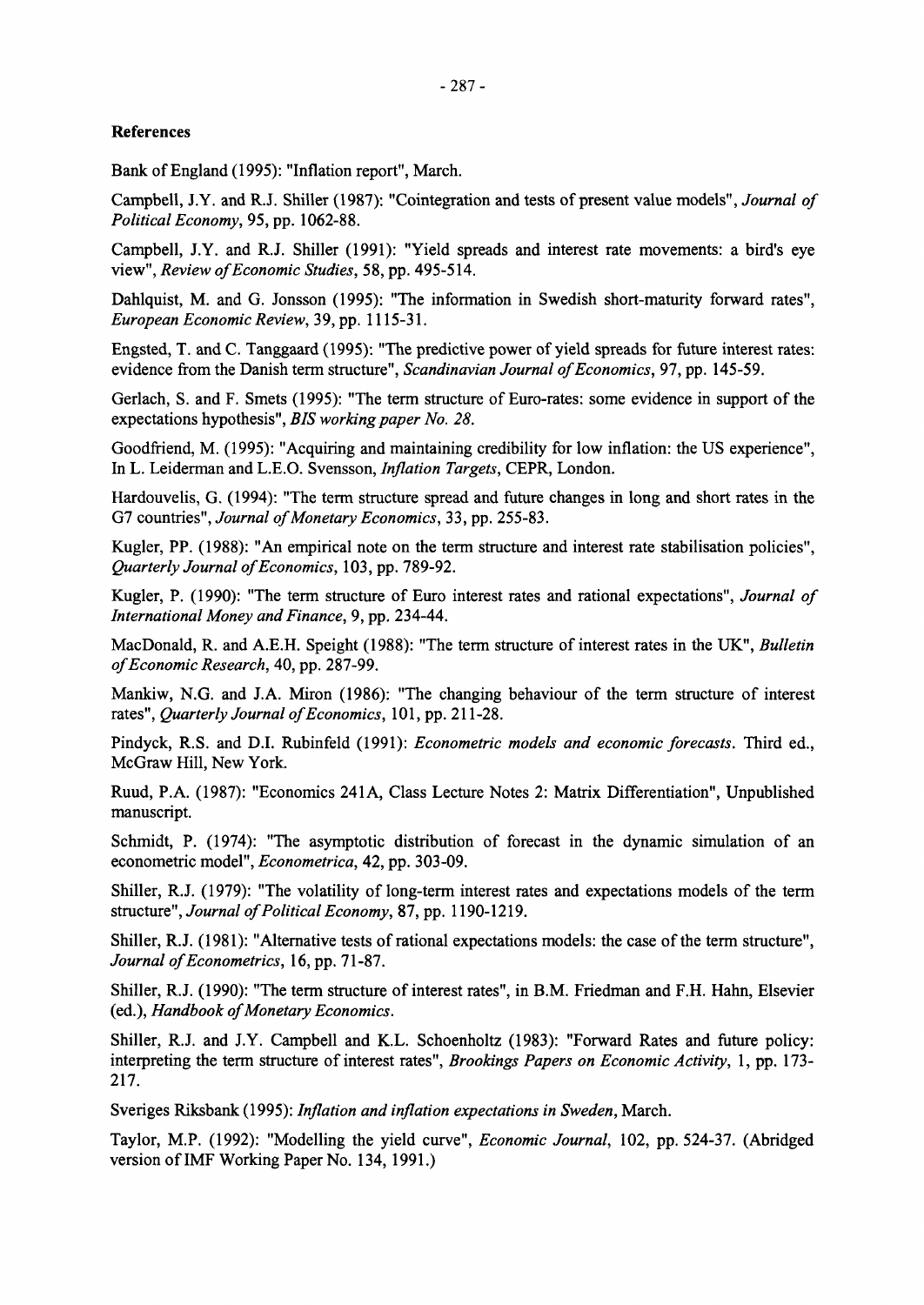### References

Bank of England (1995): "Inflation report", March.

Campbell, J.Y. and R.J. Shiller (1987): "Cointegration and tests of present value models", *Journal of Political Economy*, 95, pp. 1062-88.

Campbell, J.Y. and R.J. Shiller (1991): "Yield spreads and interest rate movements: a bird's eye view", *Review of Economic Studies*, 58, pp. 495-514.

Dahlquist, M. and G. Jonsson (1995): "The information in Swedish short-maturity forward rates", *European Economic Review*, 39, pp. 1115-31.

Engsted, T. and C. Tanggaard (1995): "The predictive power of yield spreads for future interest rates: evidence from the Danish term structure", *Scandinavian Journal of Economics*, 97, pp. 145-59.

Gerlach, S. and F. Smets (1995): "The term structure of Euro-rates: some evidence in support of the expectations hypothesis", *BIS working paper No. 28*.

Goodfriend, M. (1995): "Acquiring and maintaining credibility for low inflation: the US experience", In L. Leiderman and L.E.O. Svensson, *Inflation Targets*, CEPR, London.

Hardouvelis, G. (1994): "The term structure spread and future changes in long and short rates in the G7 countries", *Journal of Monetary Economics*, 33, pp. 255-83.

Kugler, PP. (1988): "An empirical note on the term structure and interest rate stabilisation policies", *Quarterly Journal of Economics*, 103, pp. 789-92.

Kugler, P. (1990): "The term structure of Euro interest rates and rational expectations", *Journal of International Money and Finance*, 9, pp. 234-44.

MacDonald, R. and A.E.H. Speight (1988): "The term structure of interest rates in the UK", *Bulletin of Economic Research*, 40, pp. 287-99.

Mankiw, N.G. and J.A. Miron (1986): "The changing behaviour of the term structure of interest rates", *Quarterly Journal of Economics*, 101, pp. 211-28.

Pindyck, R.S. and D.I. Rubinfeld (1991): *Econometric models and economic forecasts*. Third ed., McGraw Hill, New York.

Ruud, P.A. (1987): "Economics 241A, Class Lecture Notes 2: Matrix Differentiation", Unpublished manuscript.

Schmidt, P. (1974): "The asymptotic distribution of forecast in the dynamic simulation of an econometric model", *Econometrica*, 42, pp. 303-09.

Shiller, R.J. (1979): "The volatility of long-term interest rates and expectations models of the term structure", *Journal of Political Economy*, 87, pp. 1190-1219.

Shiller, R.J. (1981): "Alternative tests of rational expectations models: the case of the term structure", *Journal of Econometrics*, 16, pp. 71-87.

Shiller, R.J. (1990): "The term structure of interest rates", in B.M. Friedman and F.H. Hahn, Elsevier (ed.), *Handbook of Monetary Economics*.

Shiller, R.J. and J.Y. Campbell and K.L. Schoenholtz (1983): "Forward Rates and future policy: interpreting the term structure of interest rates", *Brookings Papers on Economic Activity*, 1, pp. 173-217.

Sveriges Riksbank (1995): *Inflation and inflation expectations in Sweden*, March.

Taylor, M.P. (1992): "Modelling the yield curve", *Economic Journal*, 102, pp. 524-37. (Abridged version of IMF Working Paper No. 134, 1991.)